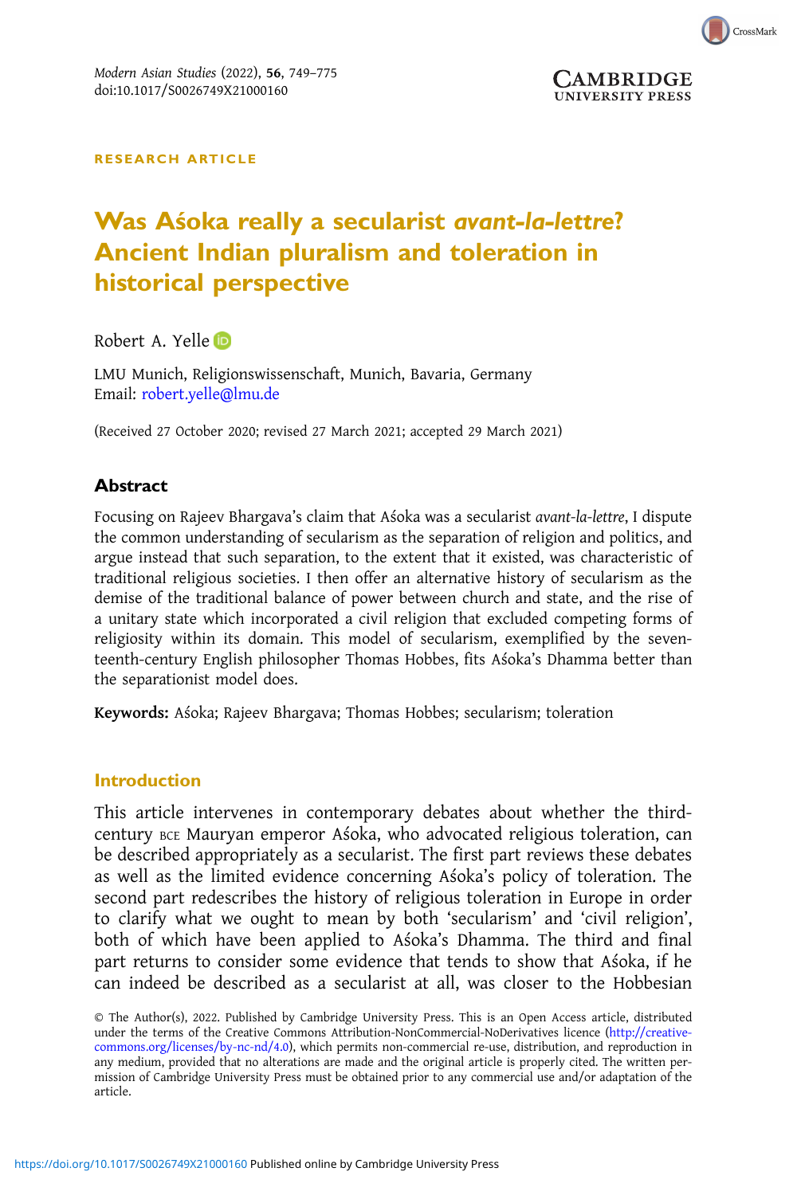RESEARCH ARTICLE

# Was Aśoka really a secularist *avant-la-lettre*? Ancient Indian pluralism and toleration in historical perspective

Robert A. Yelle

LMU Munich, Religionswissenschaft, Munich, Bavaria, Germany
Email: robert.yelle@lmu.de

(Received 27 October 2020; revised 27 March 2021; accepted 29 March 2021)

## Abstract

Focusing on Rajeev Bhargava's claim that Aśoka was a secularist *avant-la-lettre*, I dispute the common understanding of secularism as the separation of religion and politics, and argue instead that such separation, to the extent that it existed, was characteristic of traditional religious societies. I then offer an alternative history of secularism as the demise of the traditional balance of power between church and state, and the rise of a unitary state which incorporated a civil religion that excluded competing forms of religiosity within its domain. This model of secularism, exemplified by the seventeenth-century English philosopher Thomas Hobbes, fits Aśoka's Dhamma better than the separationist model does.

**Keywords:** Aśoka; Rajeev Bhargava; Thomas Hobbes; secularism; toleration

## Introduction

This article intervenes in contemporary debates about whether the third-century BCE Mauryan emperor Aśoka, who advocated religious toleration, can be described appropriately as a secularist. The first part reviews these debates as well as the limited evidence concerning Aśoka's policy of toleration. The second part redescribes the history of religious toleration in Europe in order to clarify what we ought to mean by both 'secularism' and 'civil religion', both of which have been applied to Aśoka's Dhamma. The third and final part returns to consider some evidence that tends to show that Aśoka, if he can indeed be described as a secularist at all, was closer to the Hobbesian

© The Author(s), 2022. Published by Cambridge University Press. This is an Open Access article, distributed under the terms of the Creative Commons Attribution-NonCommercial-NoDerivatives licence (http://creativecommons.org/licenses/by-nc-nd/4.0), which permits non-commercial re-use, distribution, and reproduction in any medium, provided that no alterations are made and the original article is properly cited. The written permission of Cambridge University Press must be obtained prior to any commercial use and/or adaptation of the article.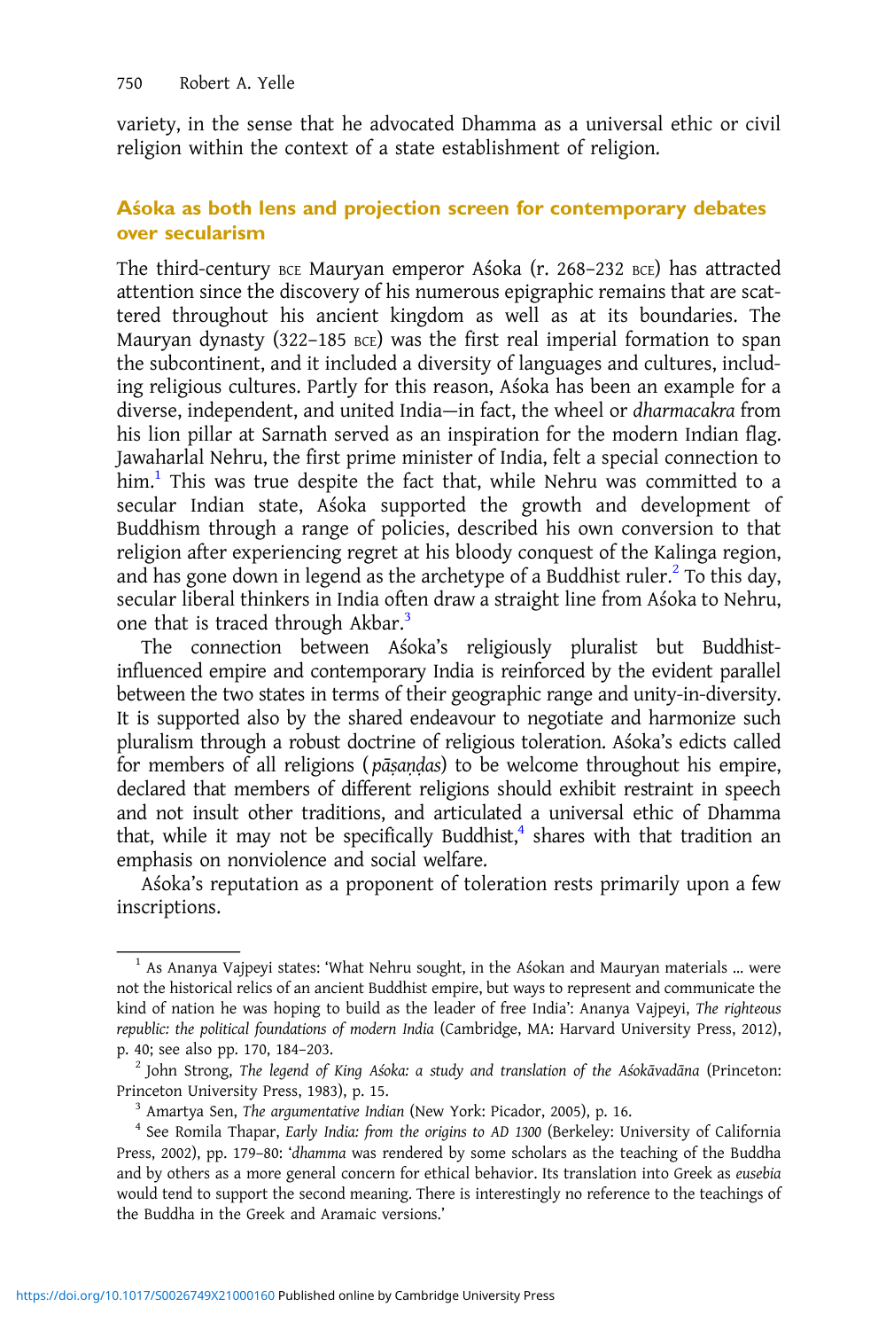variety, in the sense that he advocated Dhamma as a universal ethic or civil religion within the context of a state establishment of religion.

## Aśoka as both lens and projection screen for contemporary debates over secularism

The third-century BCE Mauryan emperor Aśoka (r. 268–232 BCE) has attracted attention since the discovery of his numerous epigraphic remains that are scattered throughout his ancient kingdom as well as at its boundaries. The Mauryan dynasty (322–185 BCE) was the first real imperial formation to span the subcontinent, and it included a diversity of languages and cultures, including religious cultures. Partly for this reason, Aśoka has been an example for a diverse, independent, and united India—in fact, the wheel or *dharmacakra* from his lion pillar at Sarnath served as an inspiration for the modern Indian flag. Jawaharlal Nehru, the first prime minister of India, felt a special connection to him.[1] This was true despite the fact that, while Nehru was committed to a secular Indian state, Aśoka supported the growth and development of Buddhism through a range of policies, described his own conversion to that religion after experiencing regret at his bloody conquest of the Kalinga region, and has gone down in legend as the archetype of a Buddhist ruler.[2] To this day, secular liberal thinkers in India often draw a straight line from Aśoka to Nehru, one that is traced through Akbar.[3]

The connection between Aśoka's religiously pluralist but Buddhist-influenced empire and contemporary India is reinforced by the evident parallel between the two states in terms of their geographic range and unity-in-diversity. It is supported also by the shared endeavour to negotiate and harmonize such pluralism through a robust doctrine of religious toleration. Aśoka's edicts called for members of all religions (*pāṣaṇḍas*) to be welcome throughout his empire, declared that members of different religions should exhibit restraint in speech and not insult other traditions, and articulated a universal ethic of Dhamma that, while it may not be specifically Buddhist,[4] shares with that tradition an emphasis on nonviolence and social welfare.

Aśoka's reputation as a proponent of toleration rests primarily upon a few inscriptions.

---

[1] As Ananya Vajpeyi states: 'What Nehru sought, in the Aśokan and Mauryan materials … were not the historical relics of an ancient Buddhist empire, but ways to represent and communicate the kind of nation he was hoping to build as the leader of free India': Ananya Vajpeyi, *The righteous republic: the political foundations of modern India* (Cambridge, MA: Harvard University Press, 2012), p. 40; see also pp. 170, 184–203.

[2] John Strong, *The legend of King Aśoka: a study and translation of the Aśokāvadāna* (Princeton: Princeton University Press, 1983), p. 15.

[3] Amartya Sen, *The argumentative Indian* (New York: Picador, 2005), p. 16.

[4] See Romila Thapar, *Early India: from the origins to AD 1300* (Berkeley: University of California Press, 2002), pp. 179–80: '*dhamma* was rendered by some scholars as the teaching of the Buddha and by others as a more general concern for ethical behavior. Its translation into Greek as *eusebia* would tend to support the second meaning. There is interestingly no reference to the teachings of the Buddha in the Greek and Aramaic versions.'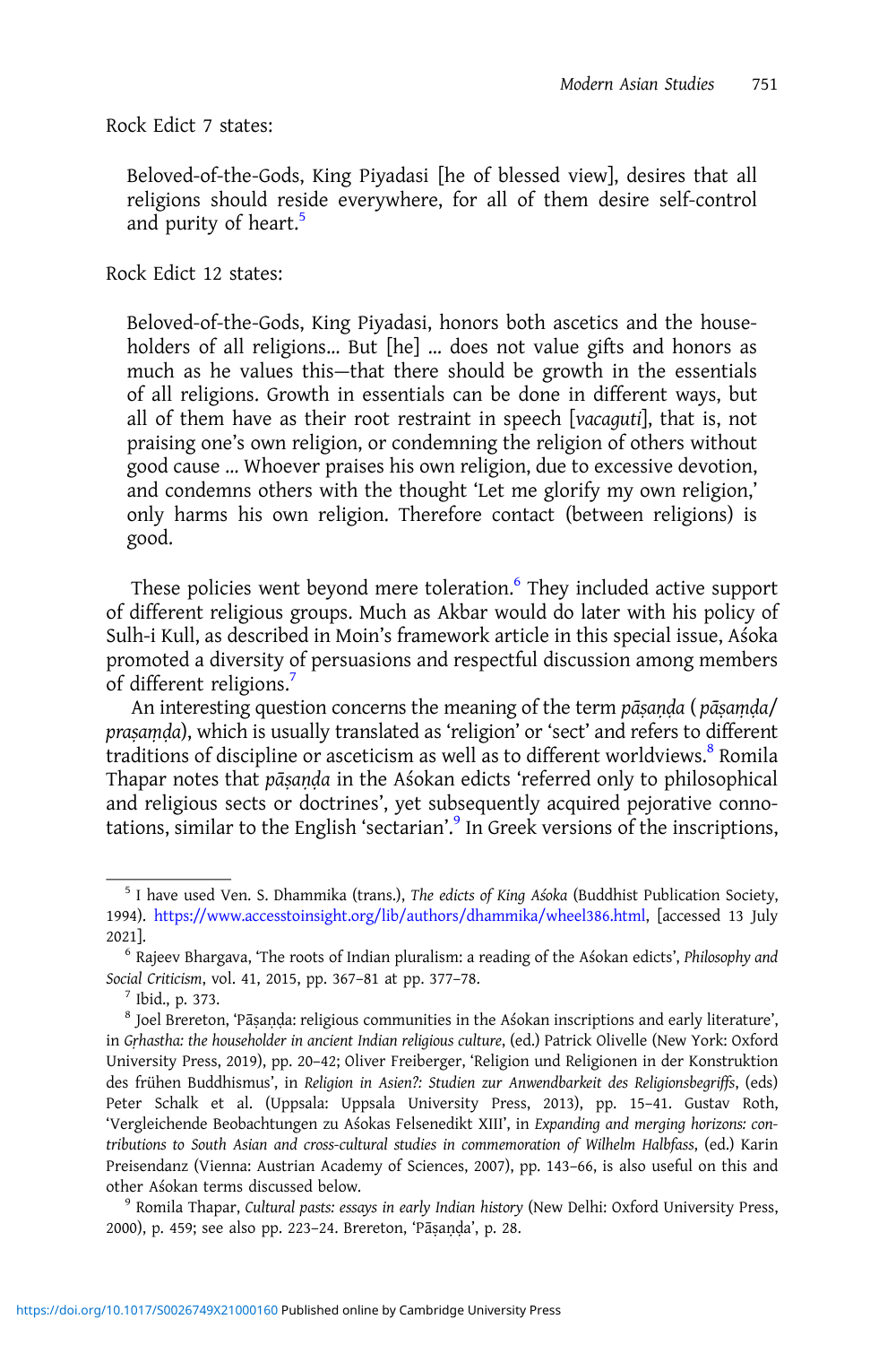Rock Edict 7 states:

> Beloved-of-the-Gods, King Piyadasi [he of blessed view], desires that all religions should reside everywhere, for all of them desire self-control and purity of heart.[5]

Rock Edict 12 states:

> Beloved-of-the-Gods, King Piyadasi, honors both ascetics and the householders of all religions… But [he] … does not value gifts and honors as much as he values this—that there should be growth in the essentials of all religions. Growth in essentials can be done in different ways, but all of them have as their root restraint in speech [*vacaguti*], that is, not praising one's own religion, or condemning the religion of others without good cause … Whoever praises his own religion, due to excessive devotion, and condemns others with the thought 'Let me glorify my own religion,' only harms his own religion. Therefore contact (between religions) is good.

These policies went beyond mere toleration.[6] They included active support of different religious groups. Much as Akbar would do later with his policy of Sulh-i Kull, as described in Moin's framework article in this special issue, Aśoka promoted a diversity of persuasions and respectful discussion among members of different religions.[7]

An interesting question concerns the meaning of the term *pāṣaṇḍa* (*pāṣaṃḍa*/*praṣaṃḍa*), which is usually translated as 'religion' or 'sect' and refers to different traditions of discipline or asceticism as well as to different worldviews.[8] Romila Thapar notes that *pāṣaṇḍa* in the Aśokan edicts 'referred only to philosophical and religious sects or doctrines', yet subsequently acquired pejorative connotations, similar to the English 'sectarian'.[9] In Greek versions of the inscriptions,

---

[5] I have used Ven. S. Dhammika (trans.), *The edicts of King Aśoka* (Buddhist Publication Society, 1994). https://www.accesstoinsight.org/lib/authors/dhammika/wheel386.html, [accessed 13 July 2021].

[6] Rajeev Bhargava, 'The roots of Indian pluralism: a reading of the Aśokan edicts', *Philosophy and Social Criticism*, vol. 41, 2015, pp. 367–81 at pp. 377–78.

[7] Ibid., p. 373.

[8] Joel Brereton, 'Pāṣaṇḍa: religious communities in the Aśokan inscriptions and early literature', in *Gṛhastha: the householder in ancient Indian religious culture*, (ed.) Patrick Olivelle (New York: Oxford University Press, 2019), pp. 20–42; Oliver Freiberger, 'Religion und Religionen in der Konstruktion des frühen Buddhismus', in *Religion in Asien?: Studien zur Anwendbarkeit des Religionsbegriffs*, (eds) Peter Schalk et al. (Uppsala: Uppsala University Press, 2013), pp. 15–41. Gustav Roth, 'Vergleichende Beobachtungen zu Aśokas Felsenedikt XIII', in *Expanding and merging horizons: contributions to South Asian and cross-cultural studies in commemoration of Wilhelm Halbfass*, (ed.) Karin Preisendanz (Vienna: Austrian Academy of Sciences, 2007), pp. 143–66, is also useful on this and other Aśokan terms discussed below.

[9] Romila Thapar, *Cultural pasts: essays in early Indian history* (New Delhi: Oxford University Press, 2000), p. 459; see also pp. 223–24. Brereton, 'Pāṣaṇḍa', p. 28.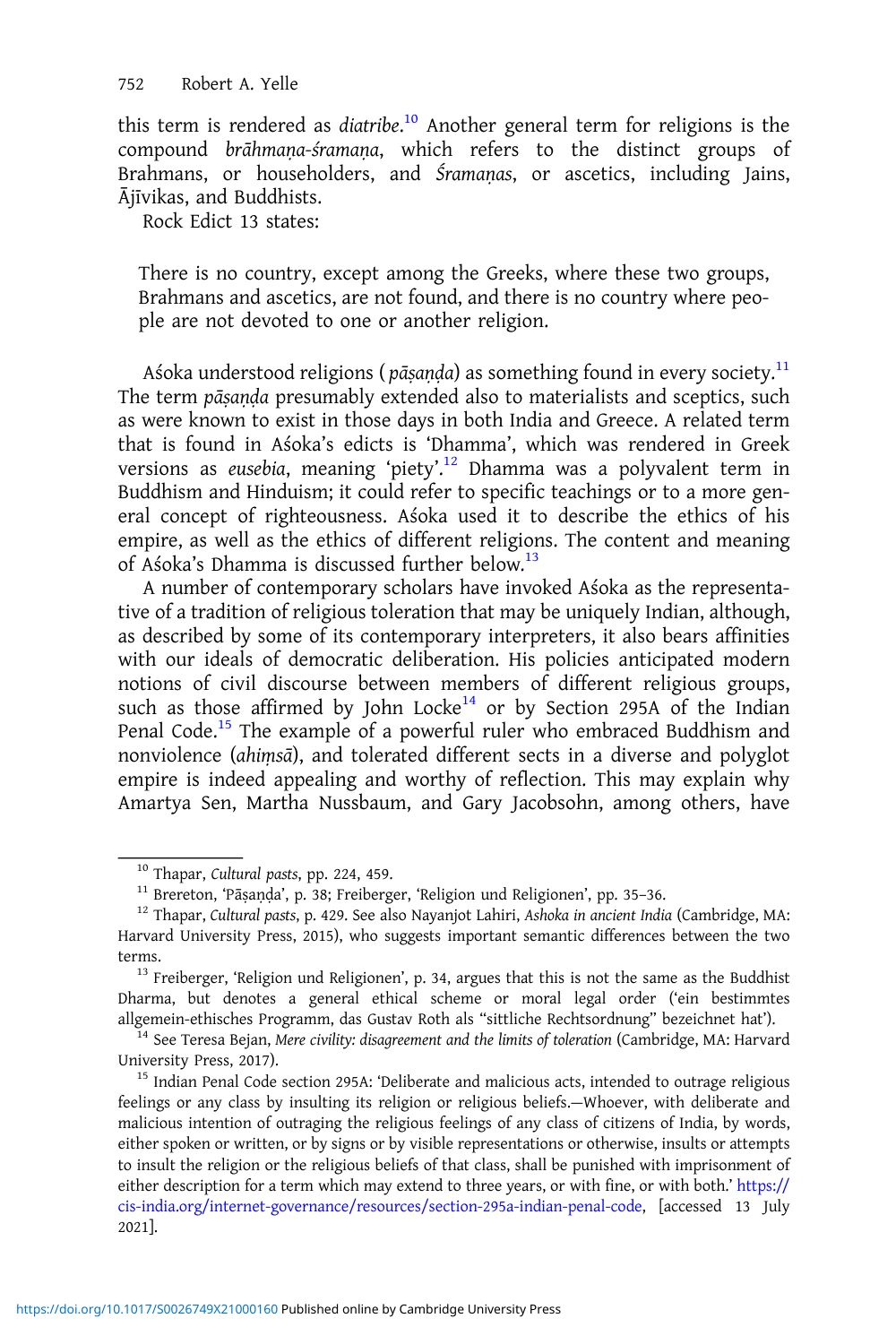this term is rendered as *diatribe*.[10] Another general term for religions is the compound *brāhmaṇa-śramaṇa*, which refers to the distinct groups of Brahmans, or householders, and *Śramaṇas*, or ascetics, including Jains, Ājīvikas, and Buddhists.

Rock Edict 13 states:

> There is no country, except among the Greeks, where these two groups, Brahmans and ascetics, are not found, and there is no country where people are not devoted to one or another religion.

Aśoka understood religions (*pāṣaṇḍa*) as something found in every society.[11] The term *pāṣaṇḍa* presumably extended also to materialists and sceptics, such as were known to exist in those days in both India and Greece. A related term that is found in Aśoka's edicts is 'Dhamma', which was rendered in Greek versions as *eusebia*, meaning 'piety'.[12] Dhamma was a polyvalent term in Buddhism and Hinduism; it could refer to specific teachings or to a more general concept of righteousness. Aśoka used it to describe the ethics of his empire, as well as the ethics of different religions. The content and meaning of Aśoka's Dhamma is discussed further below.[13]

A number of contemporary scholars have invoked Aśoka as the representative of a tradition of religious toleration that may be uniquely Indian, although, as described by some of its contemporary interpreters, it also bears affinities with our ideals of democratic deliberation. His policies anticipated modern notions of civil discourse between members of different religious groups, such as those affirmed by John Locke[14] or by Section 295A of the Indian Penal Code.[15] The example of a powerful ruler who embraced Buddhism and nonviolence (*ahiṃsā*), and tolerated different sects in a diverse and polyglot empire is indeed appealing and worthy of reflection. This may explain why Amartya Sen, Martha Nussbaum, and Gary Jacobsohn, among others, have

---

[10] Thapar, *Cultural pasts*, pp. 224, 459.

[11] Brereton, 'Pāṣaṇḍa', p. 38; Freiberger, 'Religion und Religionen', pp. 35–36.

[12] Thapar, *Cultural pasts*, p. 429. See also Nayanjot Lahiri, *Ashoka in ancient India* (Cambridge, MA: Harvard University Press, 2015), who suggests important semantic differences between the two terms.

[13] Freiberger, 'Religion und Religionen', p. 34, argues that this is not the same as the Buddhist Dharma, but denotes a general ethical scheme or moral legal order ('ein bestimmtes allgemein-ethisches Programm, das Gustav Roth als "sittliche Rechtsordnung" bezeichnet hat').

[14] See Teresa Bejan, *Mere civility: disagreement and the limits of toleration* (Cambridge, MA: Harvard University Press, 2017).

[15] Indian Penal Code section 295A: 'Deliberate and malicious acts, intended to outrage religious feelings or any class by insulting its religion or religious beliefs.—Whoever, with deliberate and malicious intention of outraging the religious feelings of any class of citizens of India, by words, either spoken or written, or by signs or by visible representations or otherwise, insults or attempts to insult the religion or the religious beliefs of that class, shall be punished with imprisonment of either description for a term which may extend to three years, or with fine, or with both.' https://cis-india.org/internet-governance/resources/section-295a-indian-penal-code, [accessed 13 July 2021].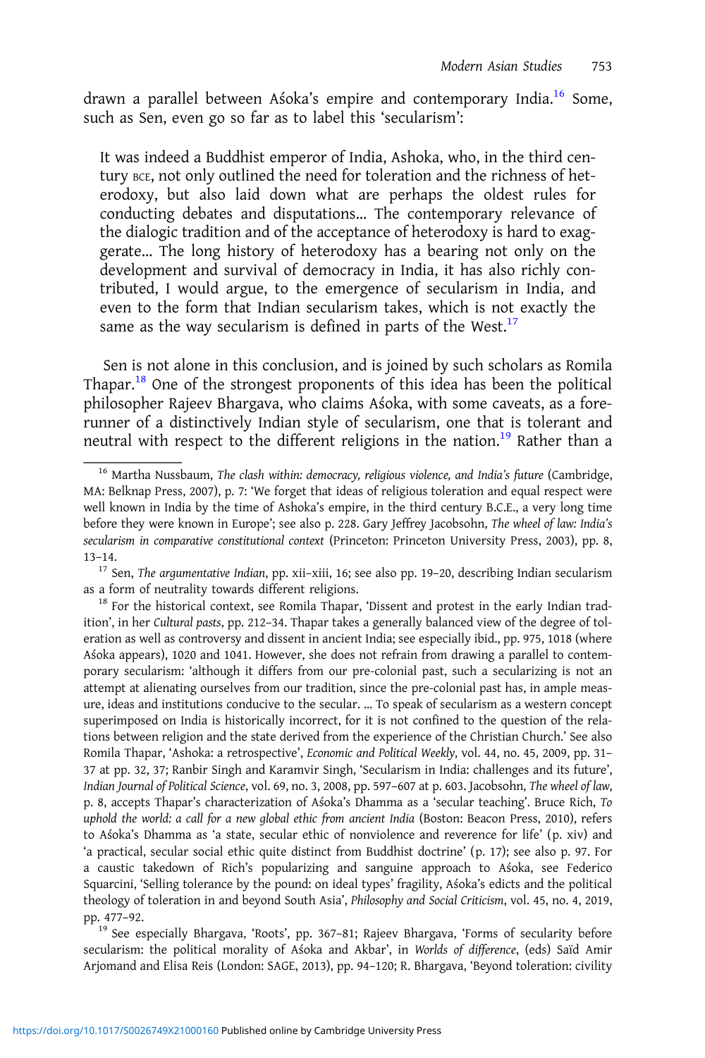drawn a parallel between Aśoka's empire and contemporary India.[16] Some, such as Sen, even go so far as to label this 'secularism':

> It was indeed a Buddhist emperor of India, Ashoka, who, in the third century BCE, not only outlined the need for toleration and the richness of heterodoxy, but also laid down what are perhaps the oldest rules for conducting debates and disputations… The contemporary relevance of the dialogic tradition and of the acceptance of heterodoxy is hard to exaggerate… The long history of heterodoxy has a bearing not only on the development and survival of democracy in India, it has also richly contributed, I would argue, to the emergence of secularism in India, and even to the form that Indian secularism takes, which is not exactly the same as the way secularism is defined in parts of the West.[17]

Sen is not alone in this conclusion, and is joined by such scholars as Romila Thapar.[18] One of the strongest proponents of this idea has been the political philosopher Rajeev Bhargava, who claims Aśoka, with some caveats, as a forerunner of a distinctively Indian style of secularism, one that is tolerant and neutral with respect to the different religions in the nation.[19] Rather than a

---

[16] Martha Nussbaum, *The clash within: democracy, religious violence, and India's future* (Cambridge, MA: Belknap Press, 2007), p. 7: 'We forget that ideas of religious toleration and equal respect were well known in India by the time of Ashoka's empire, in the third century B.C.E., a very long time before they were known in Europe'; see also p. 228. Gary Jeffrey Jacobsohn, *The wheel of law: India's secularism in comparative constitutional context* (Princeton: Princeton University Press, 2003), pp. 8, 13–14.

[17] Sen, *The argumentative Indian*, pp. xii–xiii, 16; see also pp. 19–20, describing Indian secularism as a form of neutrality towards different religions.

[18] For the historical context, see Romila Thapar, 'Dissent and protest in the early Indian tradition', in her *Cultural pasts*, pp. 212–34. Thapar takes a generally balanced view of the degree of toleration as well as controversy and dissent in ancient India; see especially ibid., pp. 975, 1018 (where Aśoka appears), 1020 and 1041. However, she does not refrain from drawing a parallel to contemporary secularism: 'although it differs from our pre-colonial past, such a secularizing is not an attempt at alienating ourselves from our tradition, since the pre-colonial past has, in ample measure, ideas and institutions conducive to the secular. … To speak of secularism as a western concept superimposed on India is historically incorrect, for it is not confined to the question of the relations between religion and the state derived from the experience of the Christian Church.' See also Romila Thapar, 'Ashoka: a retrospective', *Economic and Political Weekly*, vol. 44, no. 45, 2009, pp. 31–37 at pp. 32, 37; Ranbir Singh and Karamvir Singh, 'Secularism in India: challenges and its future', *Indian Journal of Political Science*, vol. 69, no. 3, 2008, pp. 597–607 at p. 603. Jacobsohn, *The wheel of law*, p. 8, accepts Thapar's characterization of Aśoka's Dhamma as a 'secular teaching'. Bruce Rich, *To uphold the world: a call for a new global ethic from ancient India* (Boston: Beacon Press, 2010), refers to Aśoka's Dhamma as 'a state, secular ethic of nonviolence and reverence for life' (p. xiv) and 'a practical, secular social ethic quite distinct from Buddhist doctrine' (p. 17); see also p. 97. For a caustic takedown of Rich's popularizing and sanguine approach to Aśoka, see Federico Squarcini, 'Selling tolerance by the pound: on ideal types' fragility, Aśoka's edicts and the political theology of toleration in and beyond South Asia', *Philosophy and Social Criticism*, vol. 45, no. 4, 2019, pp. 477–92.

[19] See especially Bhargava, 'Roots', pp. 367–81; Rajeev Bhargava, 'Forms of secularity before secularism: the political morality of Aśoka and Akbar', in *Worlds of difference*, (eds) Saïd Amir Arjomand and Elisa Reis (London: SAGE, 2013), pp. 94–120; R. Bhargava, 'Beyond toleration: civility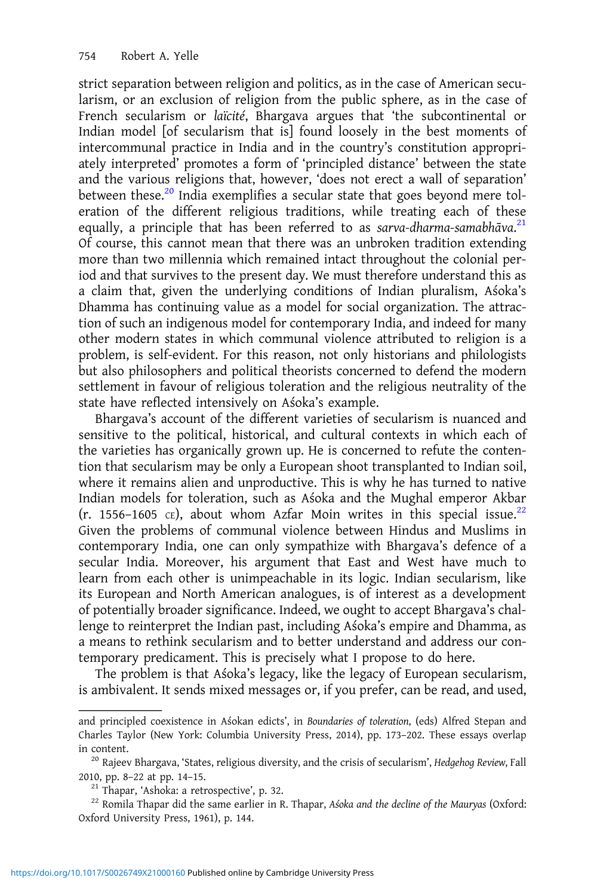strict separation between religion and politics, as in the case of American secularism, or an exclusion of religion from the public sphere, as in the case of French secularism or *laïcité*, Bhargava argues that 'the subcontinental or Indian model [of secularism that is] found loosely in the best moments of intercommunal practice in India and in the country's constitution appropriately interpreted' promotes a form of 'principled distance' between the state and the various religions that, however, 'does not erect a wall of separation' between these.[20] India exemplifies a secular state that goes beyond mere toleration of the different religious traditions, while treating each of these equally, a principle that has been referred to as *sarva-dharma-samabhāva*.[21] Of course, this cannot mean that there was an unbroken tradition extending more than two millennia which remained intact throughout the colonial period and that survives to the present day. We must therefore understand this as a claim that, given the underlying conditions of Indian pluralism, Aśoka's Dhamma has continuing value as a model for social organization. The attraction of such an indigenous model for contemporary India, and indeed for many other modern states in which communal violence attributed to religion is a problem, is self-evident. For this reason, not only historians and philologists but also philosophers and political theorists concerned to defend the modern settlement in favour of religious toleration and the religious neutrality of the state have reflected intensively on Aśoka's example.

Bhargava's account of the different varieties of secularism is nuanced and sensitive to the political, historical, and cultural contexts in which each of the varieties has organically grown up. He is concerned to refute the contention that secularism may be only a European shoot transplanted to Indian soil, where it remains alien and unproductive. This is why he has turned to native Indian models for toleration, such as Aśoka and the Mughal emperor Akbar (r. 1556–1605 CE), about whom Azfar Moin writes in this special issue.[22] Given the problems of communal violence between Hindus and Muslims in contemporary India, one can only sympathize with Bhargava's defence of a secular India. Moreover, his argument that East and West have much to learn from each other is unimpeachable in its logic. Indian secularism, like its European and North American analogues, is of interest as a development of potentially broader significance. Indeed, we ought to accept Bhargava's challenge to reinterpret the Indian past, including Aśoka's empire and Dhamma, as a means to rethink secularism and to better understand and address our contemporary predicament. This is precisely what I propose to do here.

The problem is that Aśoka's legacy, like the legacy of European secularism, is ambivalent. It sends mixed messages or, if you prefer, can be read, and used,

---

and principled coexistence in Aśokan edicts', in *Boundaries of toleration*, (eds) Alfred Stepan and Charles Taylor (New York: Columbia University Press, 2014), pp. 173–202. These essays overlap in content.

[20] Rajeev Bhargava, 'States, religious diversity, and the crisis of secularism', *Hedgehog Review*, Fall 2010, pp. 8–22 at pp. 14–15.

[21] Thapar, 'Ashoka: a retrospective', p. 32.

[22] Romila Thapar did the same earlier in R. Thapar, *Aśoka and the decline of the Mauryas* (Oxford: Oxford University Press, 1961), p. 144.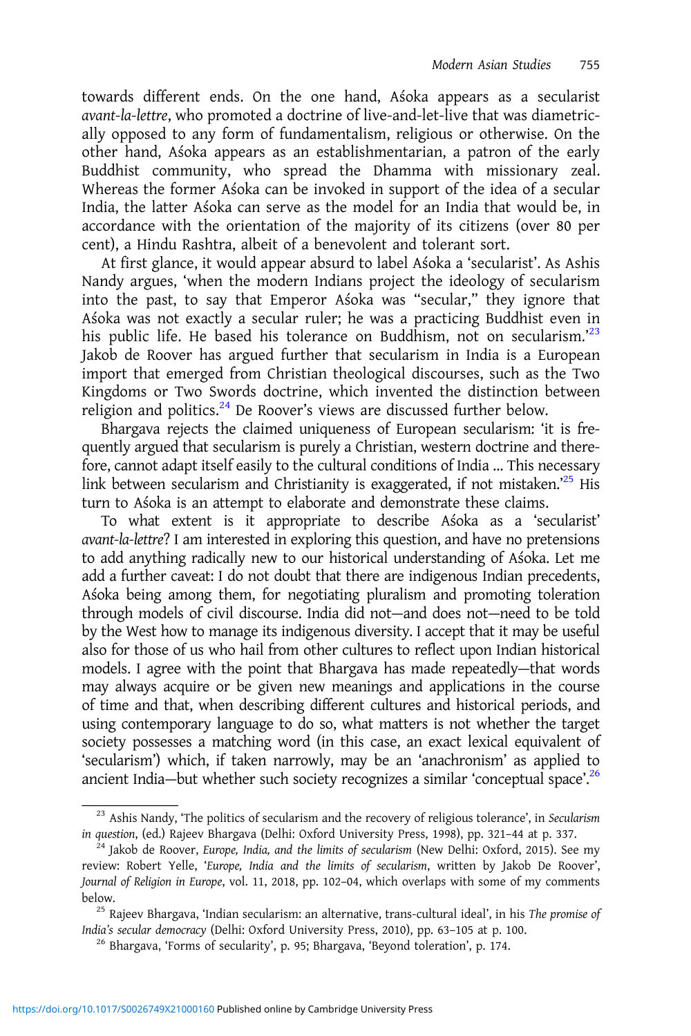towards different ends. On the one hand, Aśoka appears as a secularist *avant-la-lettre*, who promoted a doctrine of live-and-let-live that was diametrically opposed to any form of fundamentalism, religious or otherwise. On the other hand, Aśoka appears as an establishmentarian, a patron of the early Buddhist community, who spread the Dhamma with missionary zeal. Whereas the former Aśoka can be invoked in support of the idea of a secular India, the latter Aśoka can serve as the model for an India that would be, in accordance with the orientation of the majority of its citizens (over 80 per cent), a Hindu Rashtra, albeit of a benevolent and tolerant sort.

At first glance, it would appear absurd to label Aśoka a 'secularist'. As Ashis Nandy argues, 'when the modern Indians project the ideology of secularism into the past, to say that Emperor Aśoka was "secular," they ignore that Aśoka was not exactly a secular ruler; he was a practicing Buddhist even in his public life. He based his tolerance on Buddhism, not on secularism.'[23] Jakob de Roover has argued further that secularism in India is a European import that emerged from Christian theological discourses, such as the Two Kingdoms or Two Swords doctrine, which invented the distinction between religion and politics.[24] De Roover's views are discussed further below.

Bhargava rejects the claimed uniqueness of European secularism: 'it is frequently argued that secularism is purely a Christian, western doctrine and therefore, cannot adapt itself easily to the cultural conditions of India ... This necessary link between secularism and Christianity is exaggerated, if not mistaken.'[25] His turn to Aśoka is an attempt to elaborate and demonstrate these claims.

To what extent is it appropriate to describe Aśoka as a 'secularist' *avant-la-lettre*? I am interested in exploring this question, and have no pretensions to add anything radically new to our historical understanding of Aśoka. Let me add a further caveat: I do not doubt that there are indigenous Indian precedents, Aśoka being among them, for negotiating pluralism and promoting toleration through models of civil discourse. India did not—and does not—need to be told by the West how to manage its indigenous diversity. I accept that it may be useful also for those of us who hail from other cultures to reflect upon Indian historical models. I agree with the point that Bhargava has made repeatedly—that words may always acquire or be given new meanings and applications in the course of time and that, when describing different cultures and historical periods, and using contemporary language to do so, what matters is not whether the target society possesses a matching word (in this case, an exact lexical equivalent of 'secularism') which, if taken narrowly, may be an 'anachronism' as applied to ancient India—but whether such society recognizes a similar 'conceptual space'.[26]

---

[23] Ashis Nandy, 'The politics of secularism and the recovery of religious tolerance', in *Secularism in question*, (ed.) Rajeev Bhargava (Delhi: Oxford University Press, 1998), pp. 321–44 at p. 337.

[24] Jakob de Roover, *Europe, India, and the limits of secularism* (New Delhi: Oxford, 2015). See my review: Robert Yelle, '*Europe, India and the limits of secularism*, written by Jakob De Roover', *Journal of Religion in Europe*, vol. 11, 2018, pp. 102–04, which overlaps with some of my comments below.

[25] Rajeev Bhargava, 'Indian secularism: an alternative, trans-cultural ideal', in his *The promise of India's secular democracy* (Delhi: Oxford University Press, 2010), pp. 63–105 at p. 100.

[26] Bhargava, 'Forms of secularity', p. 95; Bhargava, 'Beyond toleration', p. 174.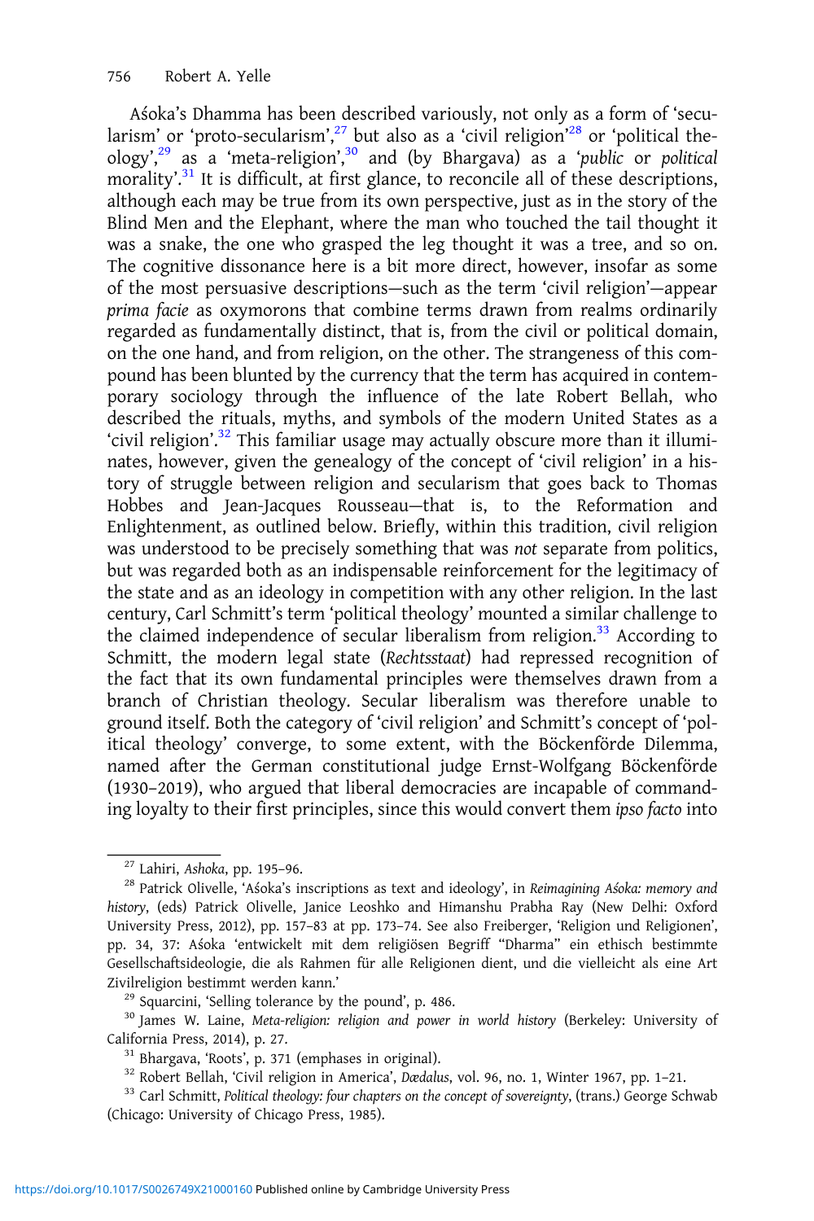Aśoka's Dhamma has been described variously, not only as a form of 'secularism' or 'proto-secularism',[27] but also as a 'civil religion'[28] or 'political theology',[29] as a 'meta-religion',[30] and (by Bhargava) as a '*public* or *political* morality'.[31] It is difficult, at first glance, to reconcile all of these descriptions, although each may be true from its own perspective, just as in the story of the Blind Men and the Elephant, where the man who touched the tail thought it was a snake, the one who grasped the leg thought it was a tree, and so on. The cognitive dissonance here is a bit more direct, however, insofar as some of the most persuasive descriptions—such as the term 'civil religion'—appear *prima facie* as oxymorons that combine terms drawn from realms ordinarily regarded as fundamentally distinct, that is, from the civil or political domain, on the one hand, and from religion, on the other. The strangeness of this compound has been blunted by the currency that the term has acquired in contemporary sociology through the influence of the late Robert Bellah, who described the rituals, myths, and symbols of the modern United States as a 'civil religion'.[32] This familiar usage may actually obscure more than it illuminates, however, given the genealogy of the concept of 'civil religion' in a history of struggle between religion and secularism that goes back to Thomas Hobbes and Jean-Jacques Rousseau—that is, to the Reformation and Enlightenment, as outlined below. Briefly, within this tradition, civil religion was understood to be precisely something that was *not* separate from politics, but was regarded both as an indispensable reinforcement for the legitimacy of the state and as an ideology in competition with any other religion. In the last century, Carl Schmitt's term 'political theology' mounted a similar challenge to the claimed independence of secular liberalism from religion.[33] According to Schmitt, the modern legal state (*Rechtsstaat*) had repressed recognition of the fact that its own fundamental principles were themselves drawn from a branch of Christian theology. Secular liberalism was therefore unable to ground itself. Both the category of 'civil religion' and Schmitt's concept of 'political theology' converge, to some extent, with the Böckenförde Dilemma, named after the German constitutional judge Ernst-Wolfgang Böckenförde (1930–2019), who argued that liberal democracies are incapable of commanding loyalty to their first principles, since this would convert them *ipso facto* into

[27] Lahiri, *Ashoka*, pp. 195–96.

[28] Patrick Olivelle, 'Aśoka's inscriptions as text and ideology', in *Reimagining Aśoka: memory and history*, (eds) Patrick Olivelle, Janice Leoshko and Himanshu Prabha Ray (New Delhi: Oxford University Press, 2012), pp. 157–83 at pp. 173–74. See also Freiberger, 'Religion und Religionen', pp. 34, 37: Aśoka 'entwickelt mit dem religiösen Begriff "Dharma" ein ethisch bestimmte Gesellschaftsideologie, die als Rahmen für alle Religionen dient, und die vielleicht als eine Art Zivilreligion bestimmt werden kann.'

[29] Squarcini, 'Selling tolerance by the pound', p. 486.

[30] James W. Laine, *Meta-religion: religion and power in world history* (Berkeley: University of California Press, 2014), p. 27.

[31] Bhargava, 'Roots', p. 371 (emphases in original).

[32] Robert Bellah, 'Civil religion in America', *Dædalus*, vol. 96, no. 1, Winter 1967, pp. 1–21.

[33] Carl Schmitt, *Political theology: four chapters on the concept of sovereignty*, (trans.) George Schwab (Chicago: University of Chicago Press, 1985).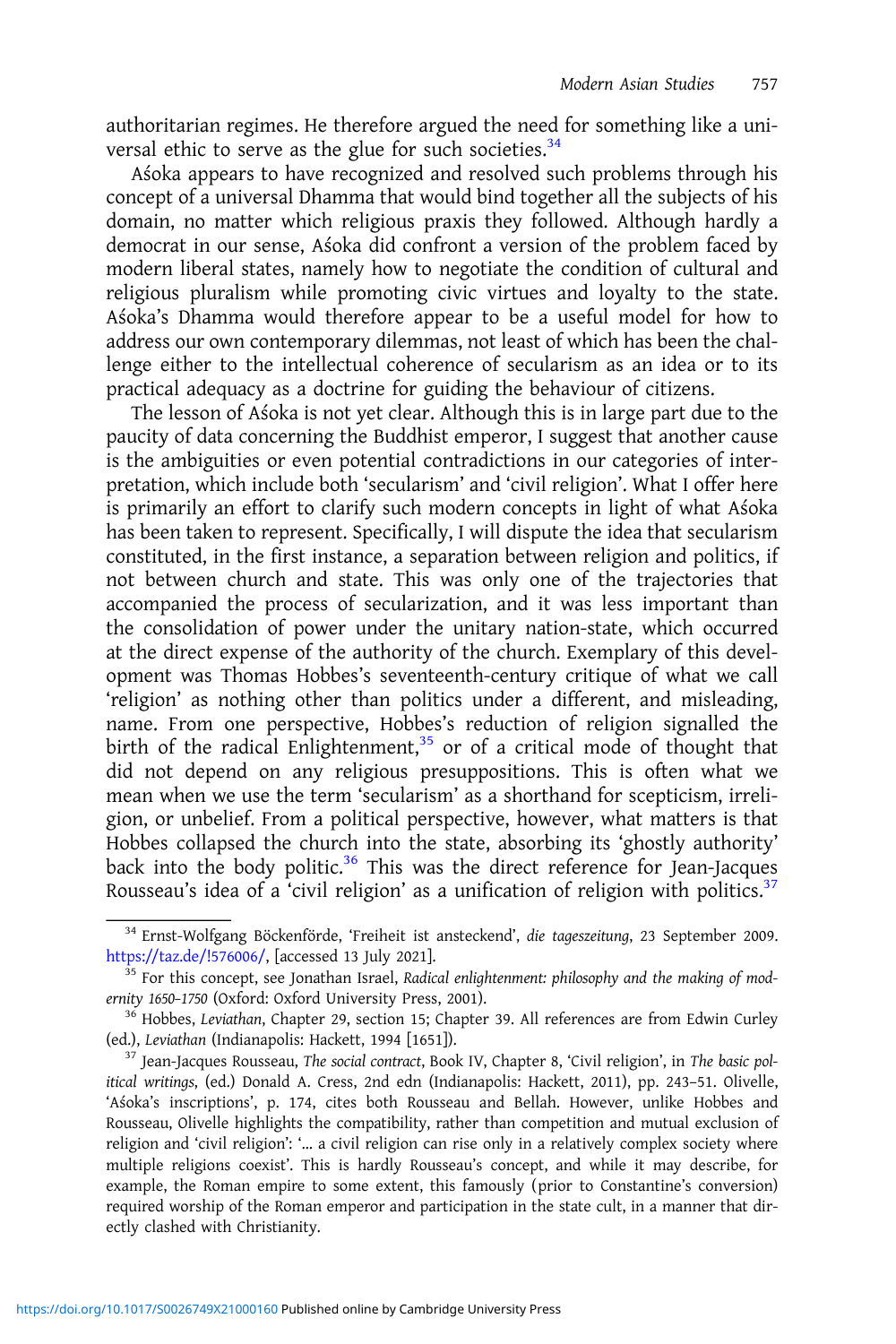authoritarian regimes. He therefore argued the need for something like a universal ethic to serve as the glue for such societies.[34]

Aśoka appears to have recognized and resolved such problems through his concept of a universal Dhamma that would bind together all the subjects of his domain, no matter which religious praxis they followed. Although hardly a democrat in our sense, Aśoka did confront a version of the problem faced by modern liberal states, namely how to negotiate the condition of cultural and religious pluralism while promoting civic virtues and loyalty to the state. Aśoka's Dhamma would therefore appear to be a useful model for how to address our own contemporary dilemmas, not least of which has been the challenge either to the intellectual coherence of secularism as an idea or to its practical adequacy as a doctrine for guiding the behaviour of citizens.

The lesson of Aśoka is not yet clear. Although this is in large part due to the paucity of data concerning the Buddhist emperor, I suggest that another cause is the ambiguities or even potential contradictions in our categories of interpretation, which include both 'secularism' and 'civil religion'. What I offer here is primarily an effort to clarify such modern concepts in light of what Aśoka has been taken to represent. Specifically, I will dispute the idea that secularism constituted, in the first instance, a separation between religion and politics, if not between church and state. This was only one of the trajectories that accompanied the process of secularization, and it was less important than the consolidation of power under the unitary nation-state, which occurred at the direct expense of the authority of the church. Exemplary of this development was Thomas Hobbes's seventeenth-century critique of what we call 'religion' as nothing other than politics under a different, and misleading, name. From one perspective, Hobbes's reduction of religion signalled the birth of the radical Enlightenment,[35] or of a critical mode of thought that did not depend on any religious presuppositions. This is often what we mean when we use the term 'secularism' as a shorthand for scepticism, irreligion, or unbelief. From a political perspective, however, what matters is that Hobbes collapsed the church into the state, absorbing its 'ghostly authority' back into the body politic.[36] This was the direct reference for Jean-Jacques Rousseau's idea of a 'civil religion' as a unification of religion with politics.[37]

---

[34] Ernst-Wolfgang Böckenförde, 'Freiheit ist ansteckend', *die tageszeitung*, 23 September 2009. https://taz.de/!576006/, [accessed 13 July 2021].

[35] For this concept, see Jonathan Israel, *Radical enlightenment: philosophy and the making of modernity 1650–1750* (Oxford: Oxford University Press, 2001).

[36] Hobbes, *Leviathan*, Chapter 29, section 15; Chapter 39. All references are from Edwin Curley (ed.), *Leviathan* (Indianapolis: Hackett, 1994 [1651]).

[37] Jean-Jacques Rousseau, *The social contract*, Book IV, Chapter 8, 'Civil religion', in *The basic political writings*, (ed.) Donald A. Cress, 2nd edn (Indianapolis: Hackett, 2011), pp. 243–51. Olivelle, 'Aśoka's inscriptions', p. 174, cites both Rousseau and Bellah. However, unlike Hobbes and Rousseau, Olivelle highlights the compatibility, rather than competition and mutual exclusion of religion and 'civil religion': '… a civil religion can rise only in a relatively complex society where multiple religions coexist'. This is hardly Rousseau's concept, and while it may describe, for example, the Roman empire to some extent, this famously (prior to Constantine's conversion) required worship of the Roman emperor and participation in the state cult, in a manner that directly clashed with Christianity.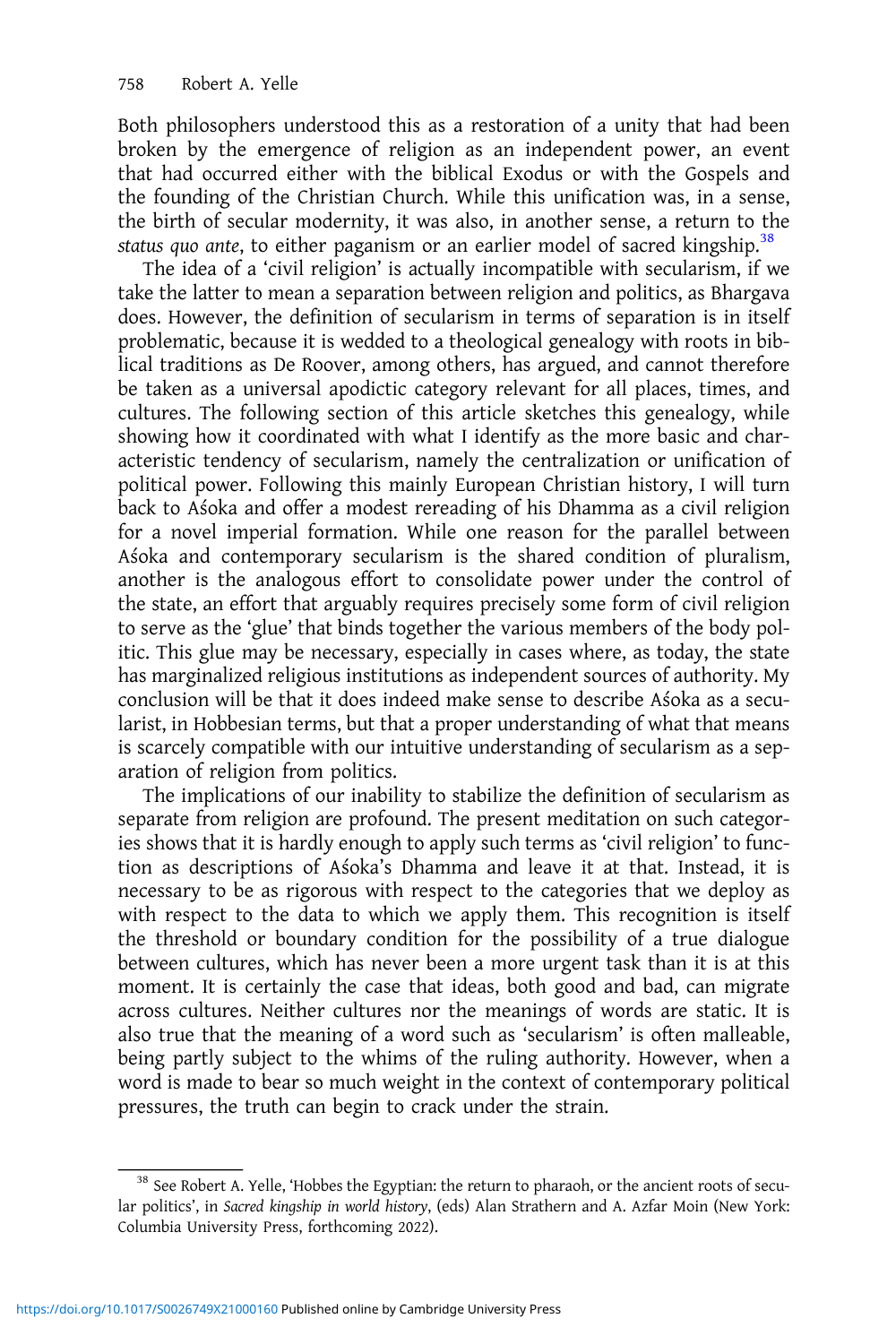Both philosophers understood this as a restoration of a unity that had been broken by the emergence of religion as an independent power, an event that had occurred either with the biblical Exodus or with the Gospels and the founding of the Christian Church. While this unification was, in a sense, the birth of secular modernity, it was also, in another sense, a return to the *status quo ante*, to either paganism or an earlier model of sacred kingship.[38]

The idea of a 'civil religion' is actually incompatible with secularism, if we take the latter to mean a separation between religion and politics, as Bhargava does. However, the definition of secularism in terms of separation is in itself problematic, because it is wedded to a theological genealogy with roots in biblical traditions as De Roover, among others, has argued, and cannot therefore be taken as a universal apodictic category relevant for all places, times, and cultures. The following section of this article sketches this genealogy, while showing how it coordinated with what I identify as the more basic and characteristic tendency of secularism, namely the centralization or unification of political power. Following this mainly European Christian history, I will turn back to Aśoka and offer a modest rereading of his Dhamma as a civil religion for a novel imperial formation. While one reason for the parallel between Aśoka and contemporary secularism is the shared condition of pluralism, another is the analogous effort to consolidate power under the control of the state, an effort that arguably requires precisely some form of civil religion to serve as the 'glue' that binds together the various members of the body politic. This glue may be necessary, especially in cases where, as today, the state has marginalized religious institutions as independent sources of authority. My conclusion will be that it does indeed make sense to describe Aśoka as a secularist, in Hobbesian terms, but that a proper understanding of what that means is scarcely compatible with our intuitive understanding of secularism as a separation of religion from politics.

The implications of our inability to stabilize the definition of secularism as separate from religion are profound. The present meditation on such categories shows that it is hardly enough to apply such terms as 'civil religion' to function as descriptions of Aśoka's Dhamma and leave it at that. Instead, it is necessary to be as rigorous with respect to the categories that we deploy as with respect to the data to which we apply them. This recognition is itself the threshold or boundary condition for the possibility of a true dialogue between cultures, which has never been a more urgent task than it is at this moment. It is certainly the case that ideas, both good and bad, can migrate across cultures. Neither cultures nor the meanings of words are static. It is also true that the meaning of a word such as 'secularism' is often malleable, being partly subject to the whims of the ruling authority. However, when a word is made to bear so much weight in the context of contemporary political pressures, the truth can begin to crack under the strain.

[38] See Robert A. Yelle, 'Hobbes the Egyptian: the return to pharaoh, or the ancient roots of secular politics', in *Sacred kingship in world history*, (eds) Alan Strathern and A. Azfar Moin (New York: Columbia University Press, forthcoming 2022).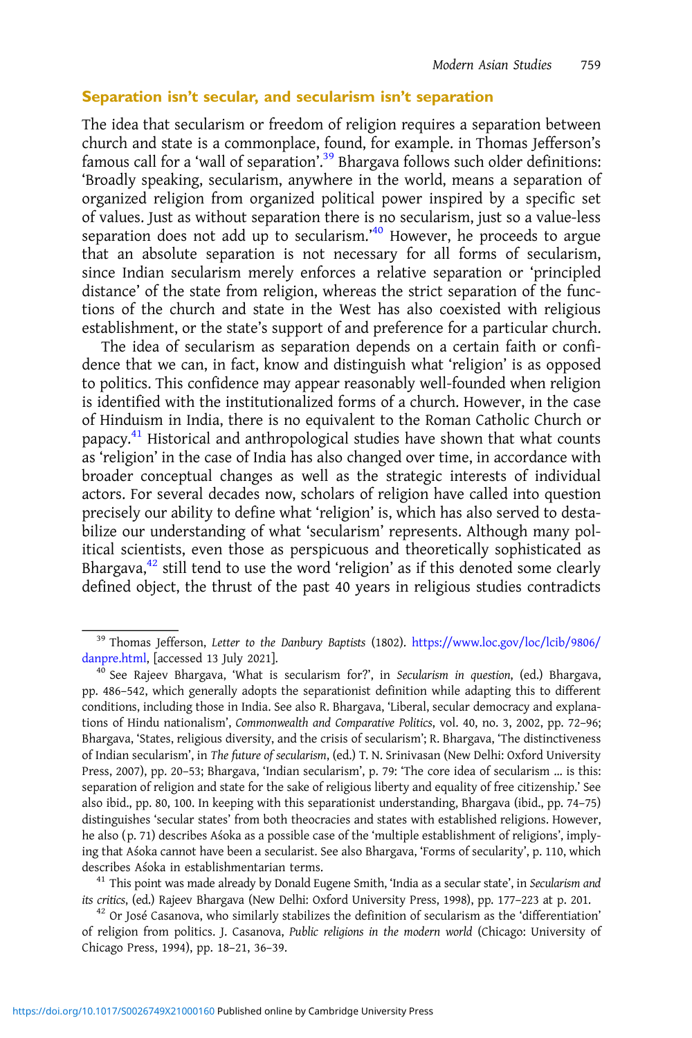## Separation isn't secular, and secularism isn't separation

The idea that secularism or freedom of religion requires a separation between church and state is a commonplace, found, for example. in Thomas Jefferson's famous call for a 'wall of separation'.[39] Bhargava follows such older definitions: 'Broadly speaking, secularism, anywhere in the world, means a separation of organized religion from organized political power inspired by a specific set of values. Just as without separation there is no secularism, just so a value-less separation does not add up to secularism.'[40] However, he proceeds to argue that an absolute separation is not necessary for all forms of secularism, since Indian secularism merely enforces a relative separation or 'principled distance' of the state from religion, whereas the strict separation of the functions of the church and state in the West has also coexisted with religious establishment, or the state's support of and preference for a particular church.

The idea of secularism as separation depends on a certain faith or confidence that we can, in fact, know and distinguish what 'religion' is as opposed to politics. This confidence may appear reasonably well-founded when religion is identified with the institutionalized forms of a church. However, in the case of Hinduism in India, there is no equivalent to the Roman Catholic Church or papacy.[41] Historical and anthropological studies have shown that what counts as 'religion' in the case of India has also changed over time, in accordance with broader conceptual changes as well as the strategic interests of individual actors. For several decades now, scholars of religion have called into question precisely our ability to define what 'religion' is, which has also served to destabilize our understanding of what 'secularism' represents. Although many political scientists, even those as perspicuous and theoretically sophisticated as Bhargava,[42] still tend to use the word 'religion' as if this denoted some clearly defined object, the thrust of the past 40 years in religious studies contradicts

---

[39] Thomas Jefferson, *Letter to the Danbury Baptists* (1802). https://www.loc.gov/loc/lcib/9806/danpre.html, [accessed 13 July 2021].

[40] See Rajeev Bhargava, 'What is secularism for?', in *Secularism in question*, (ed.) Bhargava, pp. 486–542, which generally adopts the separationist definition while adapting this to different conditions, including those in India. See also R. Bhargava, 'Liberal, secular democracy and explanations of Hindu nationalism', *Commonwealth and Comparative Politics*, vol. 40, no. 3, 2002, pp. 72–96; Bhargava, 'States, religious diversity, and the crisis of secularism'; R. Bhargava, 'The distinctiveness of Indian secularism', in *The future of secularism*, (ed.) T. N. Srinivasan (New Delhi: Oxford University Press, 2007), pp. 20–53; Bhargava, 'Indian secularism', p. 79: 'The core idea of secularism … is this: separation of religion and state for the sake of religious liberty and equality of free citizenship.' See also ibid., pp. 80, 100. In keeping with this separationist understanding, Bhargava (ibid., pp. 74–75) distinguishes 'secular states' from both theocracies and states with established religions. However, he also (p. 71) describes Aśoka as a possible case of the 'multiple establishment of religions', implying that Aśoka cannot have been a secularist. See also Bhargava, 'Forms of secularity', p. 110, which describes Aśoka in establishmentarian terms.

[41] This point was made already by Donald Eugene Smith, 'India as a secular state', in *Secularism and its critics*, (ed.) Rajeev Bhargava (New Delhi: Oxford University Press, 1998), pp. 177–223 at p. 201.

[42] Or José Casanova, who similarly stabilizes the definition of secularism as the 'differentiation' of religion from politics. J. Casanova, *Public religions in the modern world* (Chicago: University of Chicago Press, 1994), pp. 18–21, 36–39.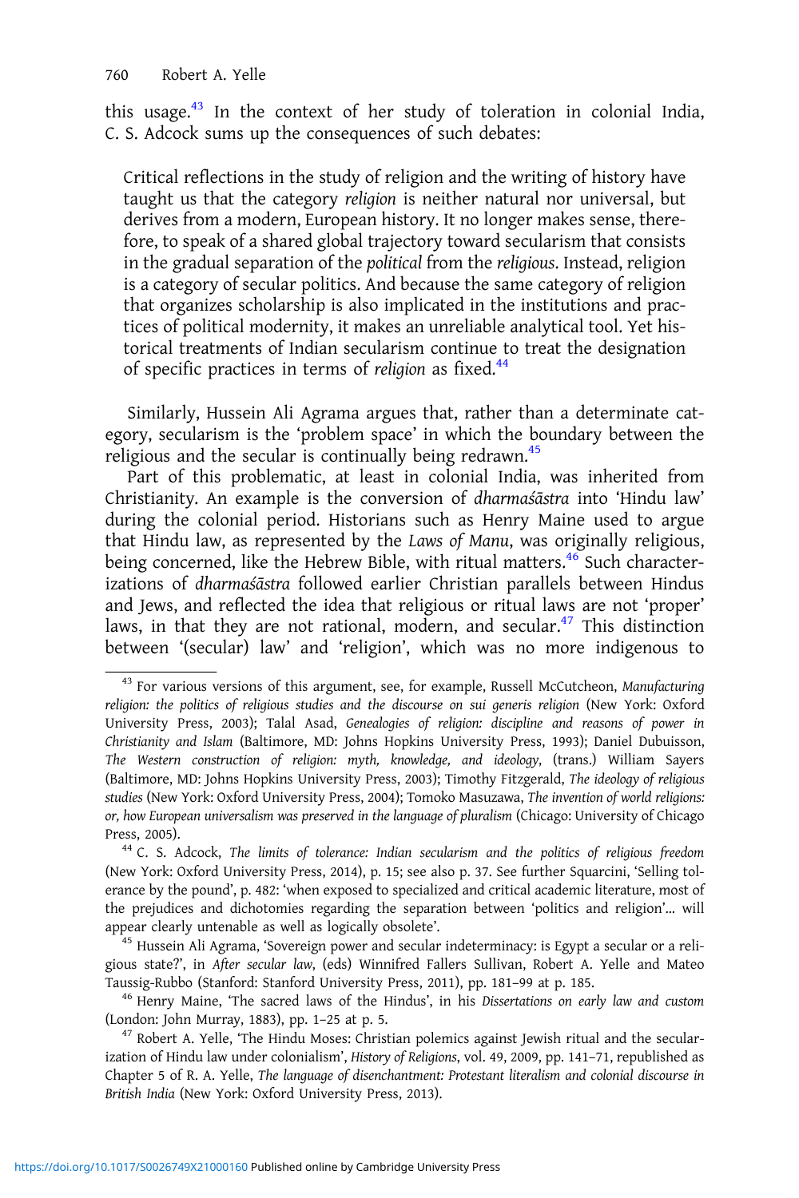this usage.[43] In the context of her study of toleration in colonial India, C. S. Adcock sums up the consequences of such debates:

> Critical reflections in the study of religion and the writing of history have taught us that the category *religion* is neither natural nor universal, but derives from a modern, European history. It no longer makes sense, therefore, to speak of a shared global trajectory toward secularism that consists in the gradual separation of the *political* from the *religious*. Instead, religion is a category of secular politics. And because the same category of religion that organizes scholarship is also implicated in the institutions and practices of political modernity, it makes an unreliable analytical tool. Yet historical treatments of Indian secularism continue to treat the designation of specific practices in terms of *religion* as fixed.[44]

Similarly, Hussein Ali Agrama argues that, rather than a determinate category, secularism is the 'problem space' in which the boundary between the religious and the secular is continually being redrawn.[45]

Part of this problematic, at least in colonial India, was inherited from Christianity. An example is the conversion of *dharmaśāstra* into 'Hindu law' during the colonial period. Historians such as Henry Maine used to argue that Hindu law, as represented by the *Laws of Manu*, was originally religious, being concerned, like the Hebrew Bible, with ritual matters.[46] Such characterizations of *dharmaśāstra* followed earlier Christian parallels between Hindus and Jews, and reflected the idea that religious or ritual laws are not 'proper' laws, in that they are not rational, modern, and secular.[47] This distinction between '(secular) law' and 'religion', which was no more indigenous to

---

[43] For various versions of this argument, see, for example, Russell McCutcheon, *Manufacturing religion: the politics of religious studies and the discourse on sui generis religion* (New York: Oxford University Press, 2003); Talal Asad, *Genealogies of religion: discipline and reasons of power in Christianity and Islam* (Baltimore, MD: Johns Hopkins University Press, 1993); Daniel Dubuisson, *The Western construction of religion: myth, knowledge, and ideology*, (trans.) William Sayers (Baltimore, MD: Johns Hopkins University Press, 2003); Timothy Fitzgerald, *The ideology of religious studies* (New York: Oxford University Press, 2004); Tomoko Masuzawa, *The invention of world religions: or, how European universalism was preserved in the language of pluralism* (Chicago: University of Chicago Press, 2005).

[44] C. S. Adcock, *The limits of tolerance: Indian secularism and the politics of religious freedom* (New York: Oxford University Press, 2014), p. 15; see also p. 37. See further Squarcini, 'Selling tolerance by the pound', p. 482: 'when exposed to specialized and critical academic literature, most of the prejudices and dichotomies regarding the separation between 'politics and religion'… will appear clearly untenable as well as logically obsolete'.

[45] Hussein Ali Agrama, 'Sovereign power and secular indeterminacy: is Egypt a secular or a religious state?', in *After secular law*, (eds) Winnifred Fallers Sullivan, Robert A. Yelle and Mateo Taussig-Rubbo (Stanford: Stanford University Press, 2011), pp. 181–99 at p. 185.

[46] Henry Maine, 'The sacred laws of the Hindus', in his *Dissertations on early law and custom* (London: John Murray, 1883), pp. 1–25 at p. 5.

[47] Robert A. Yelle, 'The Hindu Moses: Christian polemics against Jewish ritual and the secularization of Hindu law under colonialism', *History of Religions*, vol. 49, 2009, pp. 141–71, republished as Chapter 5 of R. A. Yelle, *The language of disenchantment: Protestant literalism and colonial discourse in British India* (New York: Oxford University Press, 2013).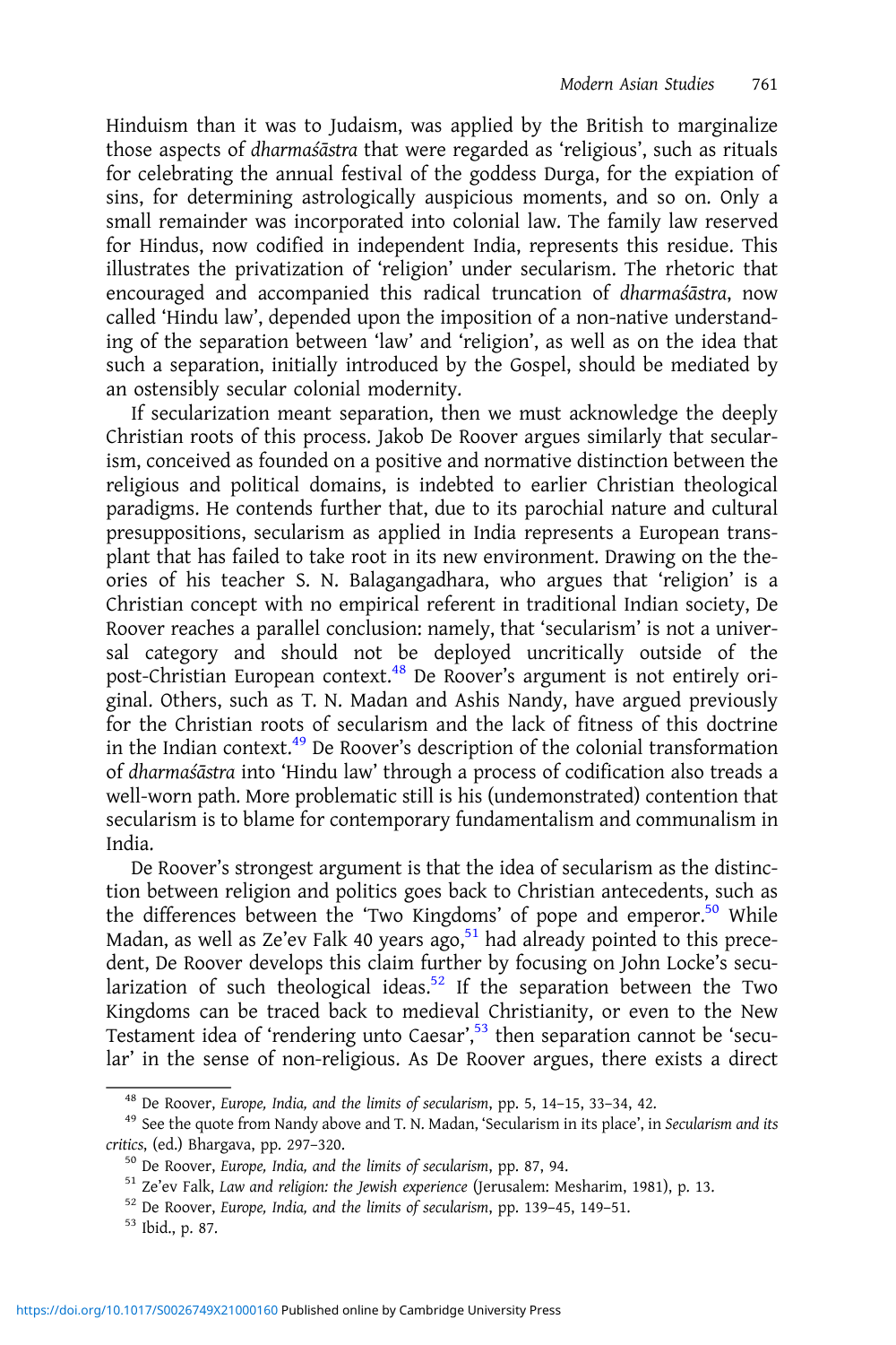Hinduism than it was to Judaism, was applied by the British to marginalize those aspects of *dharmaśāstra* that were regarded as 'religious', such as rituals for celebrating the annual festival of the goddess Durga, for the expiation of sins, for determining astrologically auspicious moments, and so on. Only a small remainder was incorporated into colonial law. The family law reserved for Hindus, now codified in independent India, represents this residue. This illustrates the privatization of 'religion' under secularism. The rhetoric that encouraged and accompanied this radical truncation of *dharmaśāstra*, now called 'Hindu law', depended upon the imposition of a non-native understanding of the separation between 'law' and 'religion', as well as on the idea that such a separation, initially introduced by the Gospel, should be mediated by an ostensibly secular colonial modernity.

If secularization meant separation, then we must acknowledge the deeply Christian roots of this process. Jakob De Roover argues similarly that secularism, conceived as founded on a positive and normative distinction between the religious and political domains, is indebted to earlier Christian theological paradigms. He contends further that, due to its parochial nature and cultural presuppositions, secularism as applied in India represents a European transplant that has failed to take root in its new environment. Drawing on the theories of his teacher S. N. Balagangadhara, who argues that 'religion' is a Christian concept with no empirical referent in traditional Indian society, De Roover reaches a parallel conclusion: namely, that 'secularism' is not a universal category and should not be deployed uncritically outside of the post-Christian European context.[48] De Roover's argument is not entirely original. Others, such as T. N. Madan and Ashis Nandy, have argued previously for the Christian roots of secularism and the lack of fitness of this doctrine in the Indian context.[49] De Roover's description of the colonial transformation of *dharmaśāstra* into 'Hindu law' through a process of codification also treads a well-worn path. More problematic still is his (undemonstrated) contention that secularism is to blame for contemporary fundamentalism and communalism in India.

De Roover's strongest argument is that the idea of secularism as the distinction between religion and politics goes back to Christian antecedents, such as the differences between the 'Two Kingdoms' of pope and emperor.[50] While Madan, as well as Ze'ev Falk 40 years ago,[51] had already pointed to this precedent, De Roover develops this claim further by focusing on John Locke's secularization of such theological ideas.[52] If the separation between the Two Kingdoms can be traced back to medieval Christianity, or even to the New Testament idea of 'rendering unto Caesar',[53] then separation cannot be 'secular' in the sense of non-religious. As De Roover argues, there exists a direct

---

[48] De Roover, *Europe, India, and the limits of secularism*, pp. 5, 14–15, 33–34, 42.

[49] See the quote from Nandy above and T. N. Madan, 'Secularism in its place', in *Secularism and its critics*, (ed.) Bhargava, pp. 297–320.

[50] De Roover, *Europe, India, and the limits of secularism*, pp. 87, 94.

[51] Ze'ev Falk, *Law and religion: the Jewish experience* (Jerusalem: Mesharim, 1981), p. 13.

[52] De Roover, *Europe, India, and the limits of secularism*, pp. 139–45, 149–51.

[53] Ibid., p. 87.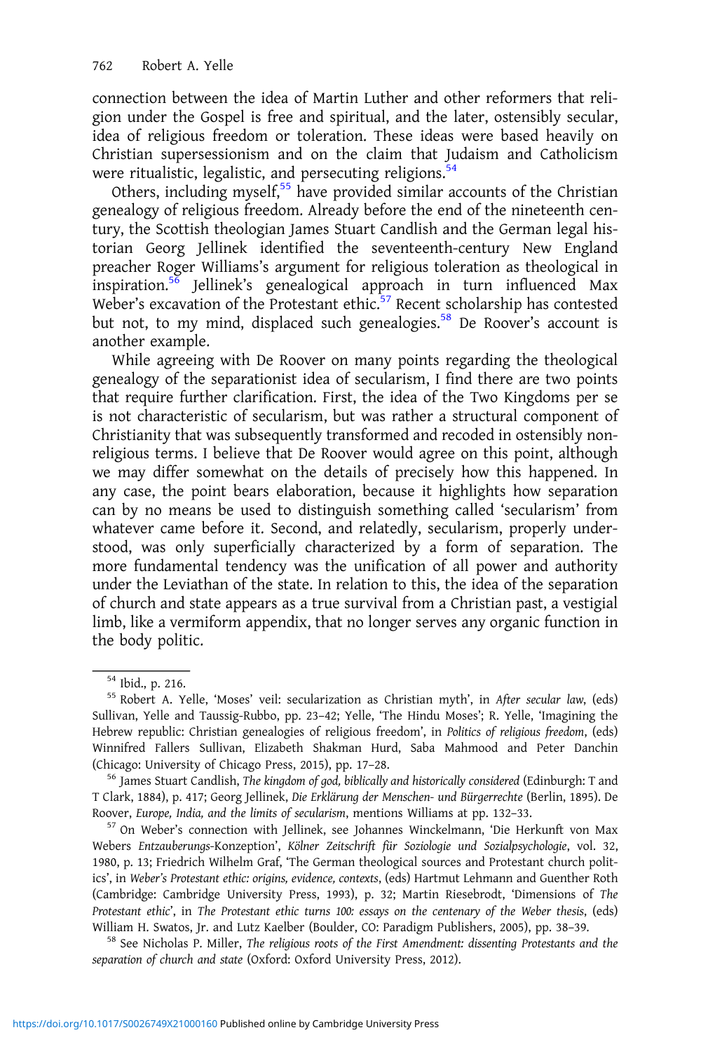connection between the idea of Martin Luther and other reformers that religion under the Gospel is free and spiritual, and the later, ostensibly secular, idea of religious freedom or toleration. These ideas were based heavily on Christian supersessionism and on the claim that Judaism and Catholicism were ritualistic, legalistic, and persecuting religions.[54]

Others, including myself,[55] have provided similar accounts of the Christian genealogy of religious freedom. Already before the end of the nineteenth century, the Scottish theologian James Stuart Candlish and the German legal historian Georg Jellinek identified the seventeenth-century New England preacher Roger Williams's argument for religious toleration as theological in inspiration.[56] Jellinek's genealogical approach in turn influenced Max Weber's excavation of the Protestant ethic.[57] Recent scholarship has contested but not, to my mind, displaced such genealogies.[58] De Roover's account is another example.

While agreeing with De Roover on many points regarding the theological genealogy of the separationist idea of secularism, I find there are two points that require further clarification. First, the idea of the Two Kingdoms per se is not characteristic of secularism, but was rather a structural component of Christianity that was subsequently transformed and recoded in ostensibly non-religious terms. I believe that De Roover would agree on this point, although we may differ somewhat on the details of precisely how this happened. In any case, the point bears elaboration, because it highlights how separation can by no means be used to distinguish something called 'secularism' from whatever came before it. Second, and relatedly, secularism, properly understood, was only superficially characterized by a form of separation. The more fundamental tendency was the unification of all power and authority under the Leviathan of the state. In relation to this, the idea of the separation of church and state appears as a true survival from a Christian past, a vestigial limb, like a vermiform appendix, that no longer serves any organic function in the body politic.

---

[54] Ibid., p. 216.

[55] Robert A. Yelle, 'Moses' veil: secularization as Christian myth', in *After secular law*, (eds) Sullivan, Yelle and Taussig-Rubbo, pp. 23–42; Yelle, 'The Hindu Moses'; R. Yelle, 'Imagining the Hebrew republic: Christian genealogies of religious freedom', in *Politics of religious freedom*, (eds) Winnifred Fallers Sullivan, Elizabeth Shakman Hurd, Saba Mahmood and Peter Danchin (Chicago: University of Chicago Press, 2015), pp. 17–28.

[56] James Stuart Candlish, *The kingdom of god, biblically and historically considered* (Edinburgh: T and T Clark, 1884), p. 417; Georg Jellinek, *Die Erklärung der Menschen- und Bürgerrechte* (Berlin, 1895). De Roover, *Europe, India, and the limits of secularism*, mentions Williams at pp. 132–33.

[57] On Weber's connection with Jellinek, see Johannes Winckelmann, 'Die Herkunft von Max Webers *Entzauberungs*-Konzeption', *Kölner Zeitschrift für Soziologie und Sozialpsychologie*, vol. 32, 1980, p. 13; Friedrich Wilhelm Graf, 'The German theological sources and Protestant church politics', in *Weber's Protestant ethic: origins, evidence, contexts*, (eds) Hartmut Lehmann and Guenther Roth (Cambridge: Cambridge University Press, 1993), p. 32; Martin Riesebrodt, 'Dimensions of *The Protestant ethic*', in *The Protestant ethic turns 100: essays on the centenary of the Weber thesis*, (eds) William H. Swatos, Jr. and Lutz Kaelber (Boulder, CO: Paradigm Publishers, 2005), pp. 38–39.

[58] See Nicholas P. Miller, *The religious roots of the First Amendment: dissenting Protestants and the separation of church and state* (Oxford: Oxford University Press, 2012).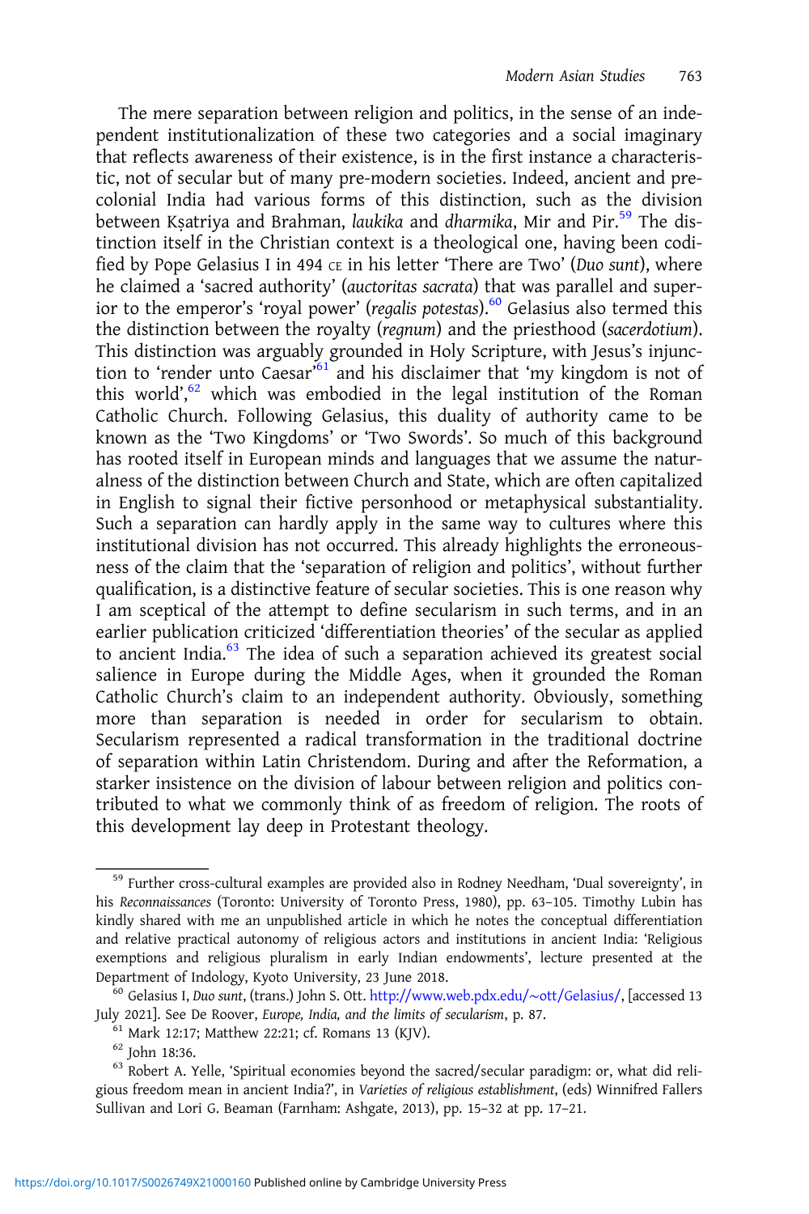The mere separation between religion and politics, in the sense of an independent institutionalization of these two categories and a social imaginary that reflects awareness of their existence, is in the first instance a characteristic, not of secular but of many pre-modern societies. Indeed, ancient and precolonial India had various forms of this distinction, such as the division between Kṣatriya and Brahman, *laukika* and *dharmika*, Mir and Pir.[59] The distinction itself in the Christian context is a theological one, having been codified by Pope Gelasius I in 494 CE in his letter 'There are Two' (*Duo sunt*), where he claimed a 'sacred authority' (*auctoritas sacrata*) that was parallel and superior to the emperor's 'royal power' (*regalis potestas*).[60] Gelasius also termed this the distinction between the royalty (*regnum*) and the priesthood (*sacerdotium*). This distinction was arguably grounded in Holy Scripture, with Jesus's injunction to 'render unto Caesar'[61] and his disclaimer that 'my kingdom is not of this world',[62] which was embodied in the legal institution of the Roman Catholic Church. Following Gelasius, this duality of authority came to be known as the 'Two Kingdoms' or 'Two Swords'. So much of this background has rooted itself in European minds and languages that we assume the naturalness of the distinction between Church and State, which are often capitalized in English to signal their fictive personhood or metaphysical substantiality. Such a separation can hardly apply in the same way to cultures where this institutional division has not occurred. This already highlights the erroneousness of the claim that the 'separation of religion and politics', without further qualification, is a distinctive feature of secular societies. This is one reason why I am sceptical of the attempt to define secularism in such terms, and in an earlier publication criticized 'differentiation theories' of the secular as applied to ancient India.[63] The idea of such a separation achieved its greatest social salience in Europe during the Middle Ages, when it grounded the Roman Catholic Church's claim to an independent authority. Obviously, something more than separation is needed in order for secularism to obtain. Secularism represented a radical transformation in the traditional doctrine of separation within Latin Christendom. During and after the Reformation, a starker insistence on the division of labour between religion and politics contributed to what we commonly think of as freedom of religion. The roots of this development lay deep in Protestant theology.

---

[59] Further cross-cultural examples are provided also in Rodney Needham, 'Dual sovereignty', in his *Reconnaissances* (Toronto: University of Toronto Press, 1980), pp. 63–105. Timothy Lubin has kindly shared with me an unpublished article in which he notes the conceptual differentiation and relative practical autonomy of religious actors and institutions in ancient India: 'Religious exemptions and religious pluralism in early Indian endowments', lecture presented at the Department of Indology, Kyoto University, 23 June 2018.

[60] Gelasius I, *Duo sunt*, (trans.) John S. Ott. http://www.web.pdx.edu/~ott/Gelasius/, [accessed 13 July 2021]. See De Roover, *Europe, India, and the limits of secularism*, p. 87.

[61] Mark 12:17; Matthew 22:21; cf. Romans 13 (KJV).

[62] John 18:36.

[63] Robert A. Yelle, 'Spiritual economies beyond the sacred/secular paradigm: or, what did religious freedom mean in ancient India?', in *Varieties of religious establishment*, (eds) Winnifred Fallers Sullivan and Lori G. Beaman (Farnham: Ashgate, 2013), pp. 15–32 at pp. 17–21.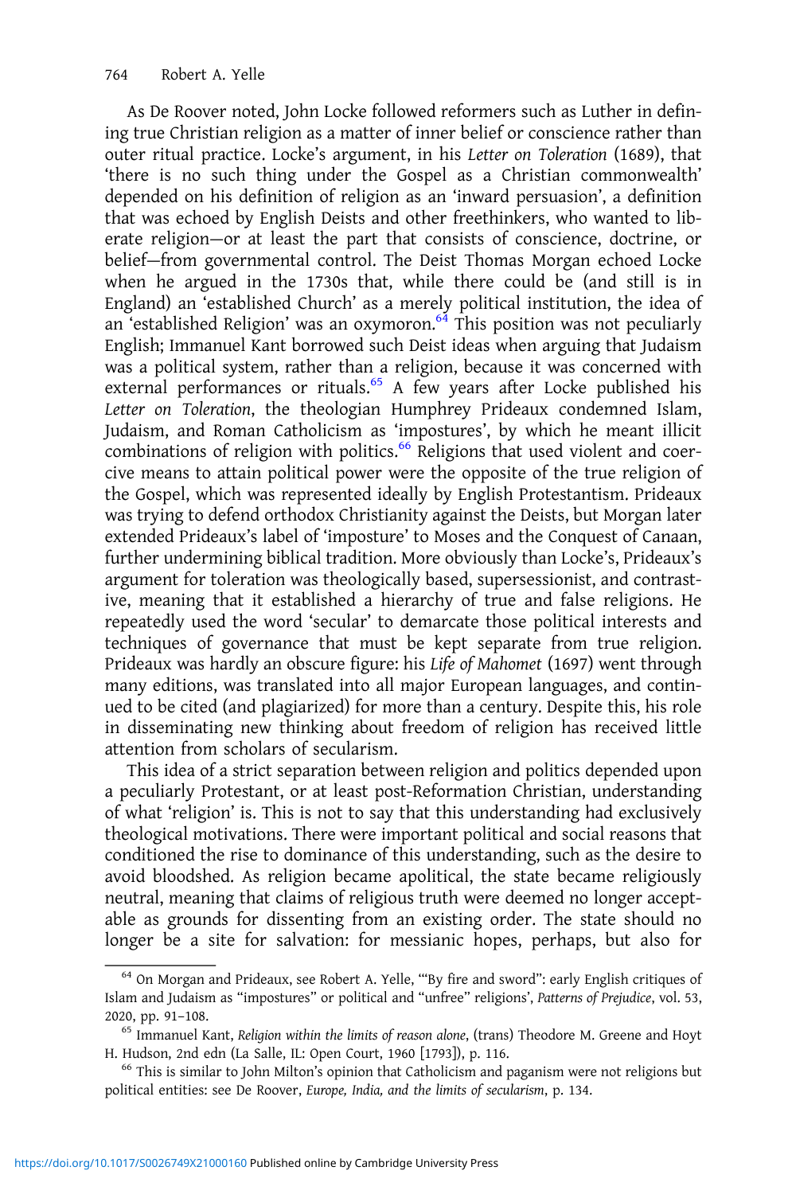As De Roover noted, John Locke followed reformers such as Luther in defining true Christian religion as a matter of inner belief or conscience rather than outer ritual practice. Locke's argument, in his *Letter on Toleration* (1689), that 'there is no such thing under the Gospel as a Christian commonwealth' depended on his definition of religion as an 'inward persuasion', a definition that was echoed by English Deists and other freethinkers, who wanted to liberate religion—or at least the part that consists of conscience, doctrine, or belief—from governmental control. The Deist Thomas Morgan echoed Locke when he argued in the 1730s that, while there could be (and still is in England) an 'established Church' as a merely political institution, the idea of an 'established Religion' was an oxymoron.[64] This position was not peculiarly English; Immanuel Kant borrowed such Deist ideas when arguing that Judaism was a political system, rather than a religion, because it was concerned with external performances or rituals.[65] A few years after Locke published his *Letter on Toleration*, the theologian Humphrey Prideaux condemned Islam, Judaism, and Roman Catholicism as 'impostures', by which he meant illicit combinations of religion with politics.[66] Religions that used violent and coercive means to attain political power were the opposite of the true religion of the Gospel, which was represented ideally by English Protestantism. Prideaux was trying to defend orthodox Christianity against the Deists, but Morgan later extended Prideaux's label of 'imposture' to Moses and the Conquest of Canaan, further undermining biblical tradition. More obviously than Locke's, Prideaux's argument for toleration was theologically based, supersessionist, and contrastive, meaning that it established a hierarchy of true and false religions. He repeatedly used the word 'secular' to demarcate those political interests and techniques of governance that must be kept separate from true religion. Prideaux was hardly an obscure figure: his *Life of Mahomet* (1697) went through many editions, was translated into all major European languages, and continued to be cited (and plagiarized) for more than a century. Despite this, his role in disseminating new thinking about freedom of religion has received little attention from scholars of secularism.

This idea of a strict separation between religion and politics depended upon a peculiarly Protestant, or at least post-Reformation Christian, understanding of what 'religion' is. This is not to say that this understanding had exclusively theological motivations. There were important political and social reasons that conditioned the rise to dominance of this understanding, such as the desire to avoid bloodshed. As religion became apolitical, the state became religiously neutral, meaning that claims of religious truth were deemed no longer acceptable as grounds for dissenting from an existing order. The state should no longer be a site for salvation: for messianic hopes, perhaps, but also for

[64] On Morgan and Prideaux, see Robert A. Yelle, '"By fire and sword": early English critiques of Islam and Judaism as "impostures" or political and "unfree" religions', *Patterns of Prejudice*, vol. 53, 2020, pp. 91–108.

[65] Immanuel Kant, *Religion within the limits of reason alone*, (trans) Theodore M. Greene and Hoyt H. Hudson, 2nd edn (La Salle, IL: Open Court, 1960 [1793]), p. 116.

[66] This is similar to John Milton's opinion that Catholicism and paganism were not religions but political entities: see De Roover, *Europe, India, and the limits of secularism*, p. 134.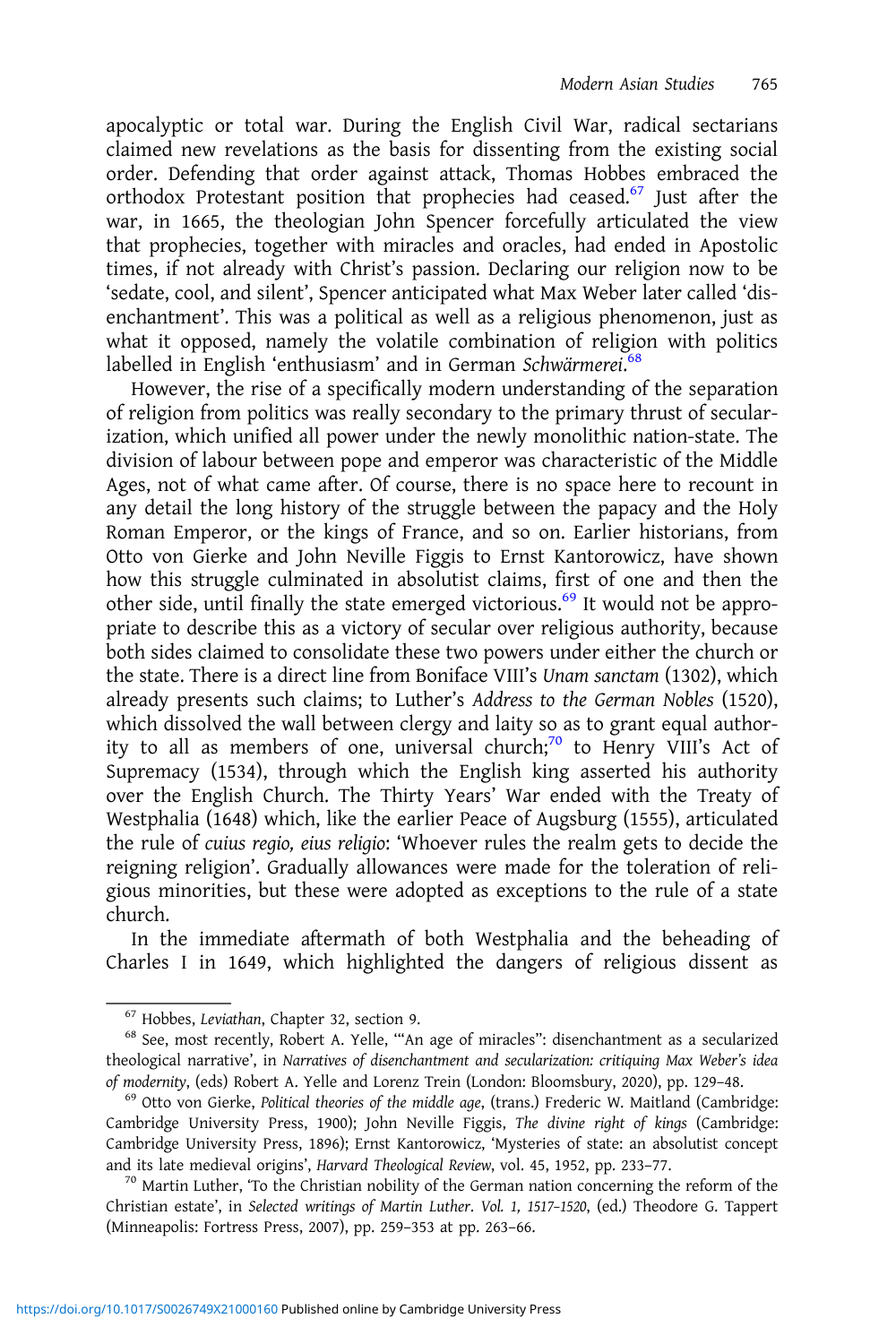apocalyptic or total war. During the English Civil War, radical sectarians claimed new revelations as the basis for dissenting from the existing social order. Defending that order against attack, Thomas Hobbes embraced the orthodox Protestant position that prophecies had ceased.[67] Just after the war, in 1665, the theologian John Spencer forcefully articulated the view that prophecies, together with miracles and oracles, had ended in Apostolic times, if not already with Christ's passion. Declaring our religion now to be 'sedate, cool, and silent', Spencer anticipated what Max Weber later called 'disenchantment'. This was a political as well as a religious phenomenon, just as what it opposed, namely the volatile combination of religion with politics labelled in English 'enthusiasm' and in German *Schwärmerei*.[68]

However, the rise of a specifically modern understanding of the separation of religion from politics was really secondary to the primary thrust of secularization, which unified all power under the newly monolithic nation-state. The division of labour between pope and emperor was characteristic of the Middle Ages, not of what came after. Of course, there is no space here to recount in any detail the long history of the struggle between the papacy and the Holy Roman Emperor, or the kings of France, and so on. Earlier historians, from Otto von Gierke and John Neville Figgis to Ernst Kantorowicz, have shown how this struggle culminated in absolutist claims, first of one and then the other side, until finally the state emerged victorious.[69] It would not be appropriate to describe this as a victory of secular over religious authority, because both sides claimed to consolidate these two powers under either the church or the state. There is a direct line from Boniface VIII's *Unam sanctam* (1302), which already presents such claims; to Luther's *Address to the German Nobles* (1520), which dissolved the wall between clergy and laity so as to grant equal authority to all as members of one, universal church;[70] to Henry VIII's Act of Supremacy (1534), through which the English king asserted his authority over the English Church. The Thirty Years' War ended with the Treaty of Westphalia (1648) which, like the earlier Peace of Augsburg (1555), articulated the rule of *cuius regio, eius religio*: 'Whoever rules the realm gets to decide the reigning religion'. Gradually allowances were made for the toleration of religious minorities, but these were adopted as exceptions to the rule of a state church.

In the immediate aftermath of both Westphalia and the beheading of Charles I in 1649, which highlighted the dangers of religious dissent as

---

[67] Hobbes, *Leviathan*, Chapter 32, section 9.

[68] See, most recently, Robert A. Yelle, '"An age of miracles": disenchantment as a secularized theological narrative', in *Narratives of disenchantment and secularization: critiquing Max Weber's idea of modernity*, (eds) Robert A. Yelle and Lorenz Trein (London: Bloomsbury, 2020), pp. 129–48.

[69] Otto von Gierke, *Political theories of the middle age*, (trans.) Frederic W. Maitland (Cambridge: Cambridge University Press, 1900); John Neville Figgis, *The divine right of kings* (Cambridge: Cambridge University Press, 1896); Ernst Kantorowicz, 'Mysteries of state: an absolutist concept and its late medieval origins', *Harvard Theological Review*, vol. 45, 1952, pp. 233–77.

[70] Martin Luther, 'To the Christian nobility of the German nation concerning the reform of the Christian estate', in *Selected writings of Martin Luther*. Vol. 1, 1517–1520, (ed.) Theodore G. Tappert (Minneapolis: Fortress Press, 2007), pp. 259–353 at pp. 263–66.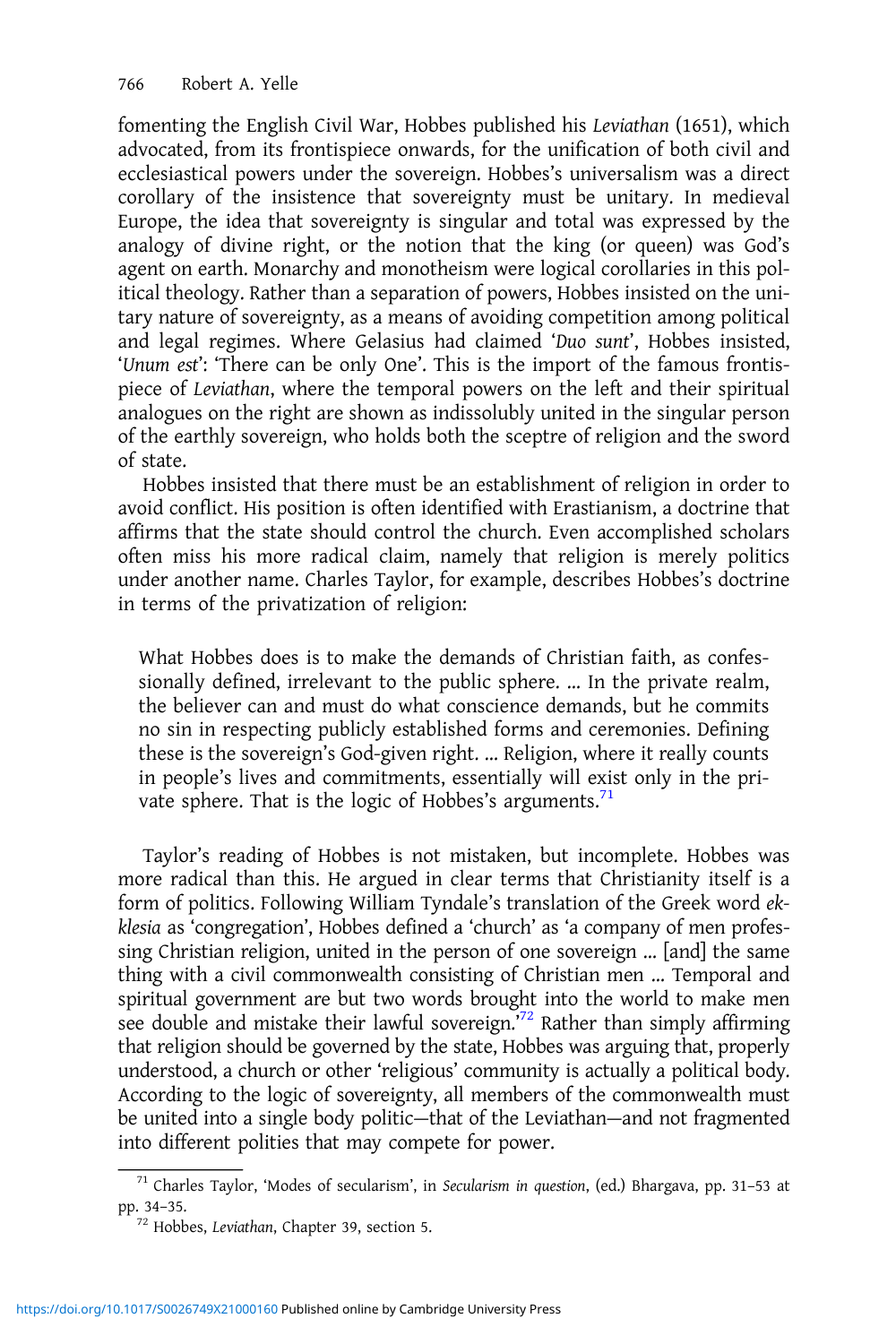fomenting the English Civil War, Hobbes published his *Leviathan* (1651), which advocated, from its frontispiece onwards, for the unification of both civil and ecclesiastical powers under the sovereign. Hobbes's universalism was a direct corollary of the insistence that sovereignty must be unitary. In medieval Europe, the idea that sovereignty is singular and total was expressed by the analogy of divine right, or the notion that the king (or queen) was God's agent on earth. Monarchy and monotheism were logical corollaries in this political theology. Rather than a separation of powers, Hobbes insisted on the unitary nature of sovereignty, as a means of avoiding competition among political and legal regimes. Where Gelasius had claimed '*Duo sunt*', Hobbes insisted, '*Unum est*': 'There can be only One'. This is the import of the famous frontispiece of *Leviathan*, where the temporal powers on the left and their spiritual analogues on the right are shown as indissolubly united in the singular person of the earthly sovereign, who holds both the sceptre of religion and the sword of state.

Hobbes insisted that there must be an establishment of religion in order to avoid conflict. His position is often identified with Erastianism, a doctrine that affirms that the state should control the church. Even accomplished scholars often miss his more radical claim, namely that religion is merely politics under another name. Charles Taylor, for example, describes Hobbes's doctrine in terms of the privatization of religion:

> What Hobbes does is to make the demands of Christian faith, as confessionally defined, irrelevant to the public sphere. … In the private realm, the believer can and must do what conscience demands, but he commits no sin in respecting publicly established forms and ceremonies. Defining these is the sovereign's God-given right. … Religion, where it really counts in people's lives and commitments, essentially will exist only in the private sphere. That is the logic of Hobbes's arguments.[71]

Taylor's reading of Hobbes is not mistaken, but incomplete. Hobbes was more radical than this. He argued in clear terms that Christianity itself is a form of politics. Following William Tyndale's translation of the Greek word *ekklesia* as 'congregation', Hobbes defined a 'church' as 'a company of men professing Christian religion, united in the person of one sovereign … [and] the same thing with a civil commonwealth consisting of Christian men … Temporal and spiritual government are but two words brought into the world to make men see double and mistake their lawful sovereign.'[72] Rather than simply affirming that religion should be governed by the state, Hobbes was arguing that, properly understood, a church or other 'religious' community is actually a political body. According to the logic of sovereignty, all members of the commonwealth must be united into a single body politic—that of the Leviathan—and not fragmented into different polities that may compete for power.

[71] Charles Taylor, 'Modes of secularism', in *Secularism in question*, (ed.) Bhargava, pp. 31–53 at pp. 34–35.

[72] Hobbes, *Leviathan*, Chapter 39, section 5.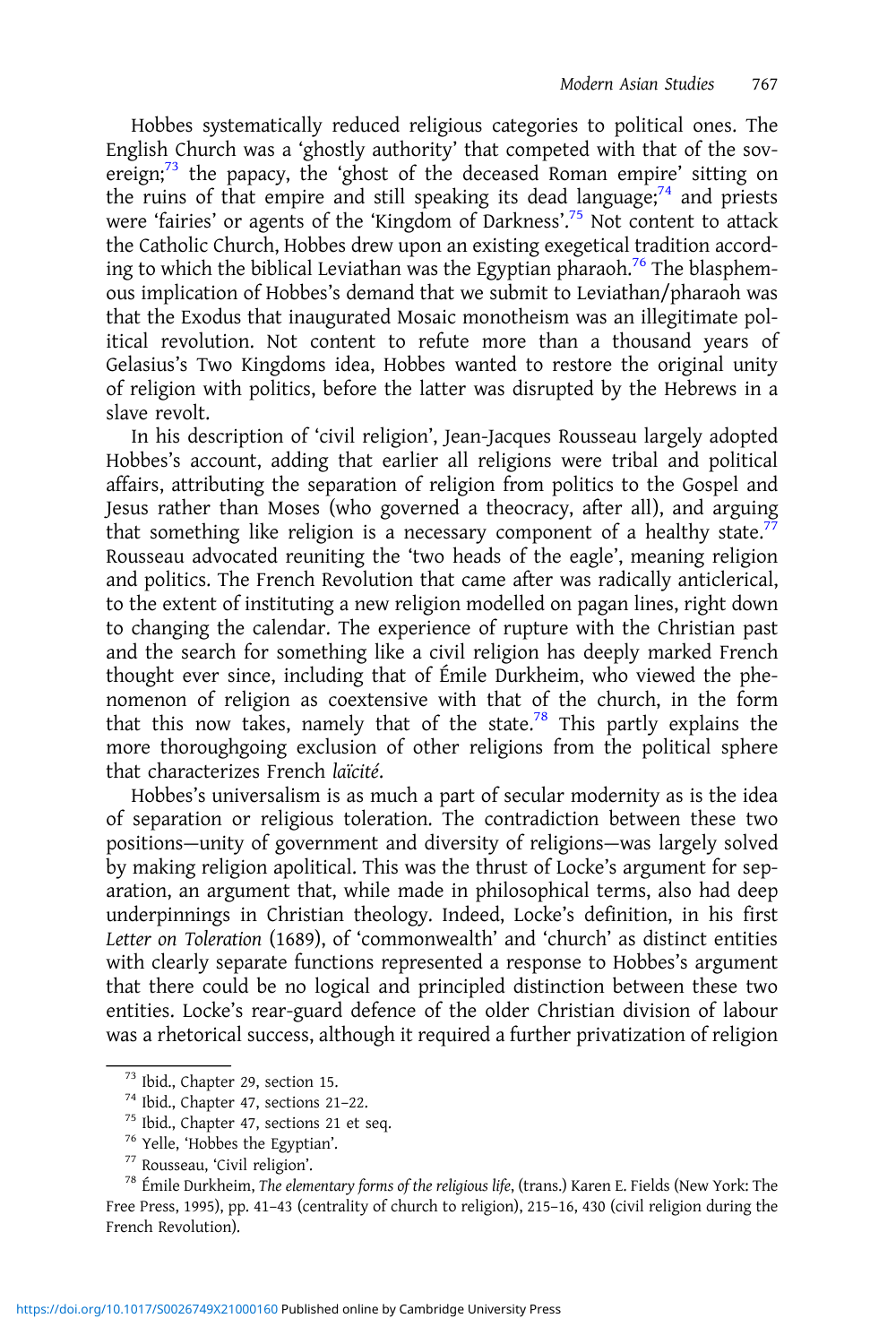Hobbes systematically reduced religious categories to political ones. The English Church was a 'ghostly authority' that competed with that of the sovereign;[73] the papacy, the 'ghost of the deceased Roman empire' sitting on the ruins of that empire and still speaking its dead language;[74] and priests were 'fairies' or agents of the 'Kingdom of Darkness'.[75] Not content to attack the Catholic Church, Hobbes drew upon an existing exegetical tradition according to which the biblical Leviathan was the Egyptian pharaoh.[76] The blasphemous implication of Hobbes's demand that we submit to Leviathan/pharaoh was that the Exodus that inaugurated Mosaic monotheism was an illegitimate political revolution. Not content to refute more than a thousand years of Gelasius's Two Kingdoms idea, Hobbes wanted to restore the original unity of religion with politics, before the latter was disrupted by the Hebrews in a slave revolt.

In his description of 'civil religion', Jean-Jacques Rousseau largely adopted Hobbes's account, adding that earlier all religions were tribal and political affairs, attributing the separation of religion from politics to the Gospel and Jesus rather than Moses (who governed a theocracy, after all), and arguing that something like religion is a necessary component of a healthy state.[77] Rousseau advocated reuniting the 'two heads of the eagle', meaning religion and politics. The French Revolution that came after was radically anticlerical, to the extent of instituting a new religion modelled on pagan lines, right down to changing the calendar. The experience of rupture with the Christian past and the search for something like a civil religion has deeply marked French thought ever since, including that of Émile Durkheim, who viewed the phenomenon of religion as coextensive with that of the church, in the form that this now takes, namely that of the state.[78] This partly explains the more thoroughgoing exclusion of other religions from the political sphere that characterizes French *laïcité*.

Hobbes's universalism is as much a part of secular modernity as is the idea of separation or religious toleration. The contradiction between these two positions—unity of government and diversity of religions—was largely solved by making religion apolitical. This was the thrust of Locke's argument for separation, an argument that, while made in philosophical terms, also had deep underpinnings in Christian theology. Indeed, Locke's definition, in his first *Letter on Toleration* (1689), of 'commonwealth' and 'church' as distinct entities with clearly separate functions represented a response to Hobbes's argument that there could be no logical and principled distinction between these two entities. Locke's rear-guard defence of the older Christian division of labour was a rhetorical success, although it required a further privatization of religion

[73] Ibid., Chapter 29, section 15.

[74] Ibid., Chapter 47, sections 21–22.

[75] Ibid., Chapter 47, sections 21 et seq.

[76] Yelle, 'Hobbes the Egyptian'.

[77] Rousseau, 'Civil religion'.

[78] Émile Durkheim, *The elementary forms of the religious life*, (trans.) Karen E. Fields (New York: The Free Press, 1995), pp. 41–43 (centrality of church to religion), 215–16, 430 (civil religion during the French Revolution).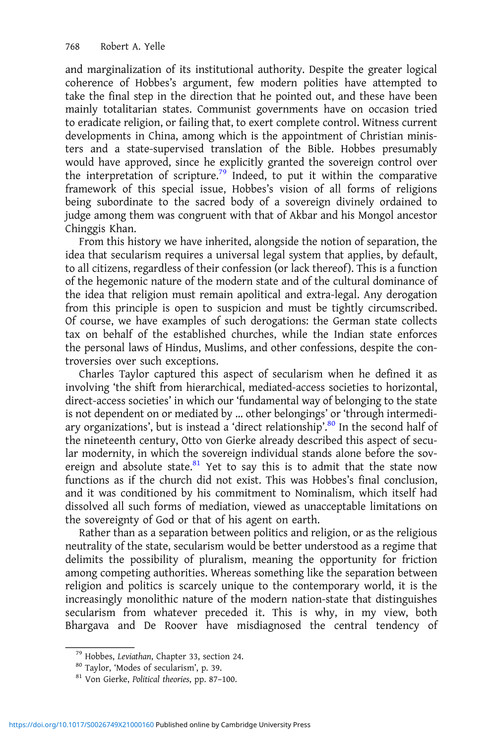and marginalization of its institutional authority. Despite the greater logical coherence of Hobbes's argument, few modern polities have attempted to take the final step in the direction that he pointed out, and these have been mainly totalitarian states. Communist governments have on occasion tried to eradicate religion, or failing that, to exert complete control. Witness current developments in China, among which is the appointment of Christian ministers and a state-supervised translation of the Bible. Hobbes presumably would have approved, since he explicitly granted the sovereign control over the interpretation of scripture.[79] Indeed, to put it within the comparative framework of this special issue, Hobbes's vision of all forms of religions being subordinate to the sacred body of a sovereign divinely ordained to judge among them was congruent with that of Akbar and his Mongol ancestor Chinggis Khan.

From this history we have inherited, alongside the notion of separation, the idea that secularism requires a universal legal system that applies, by default, to all citizens, regardless of their confession (or lack thereof). This is a function of the hegemonic nature of the modern state and of the cultural dominance of the idea that religion must remain apolitical and extra-legal. Any derogation from this principle is open to suspicion and must be tightly circumscribed. Of course, we have examples of such derogations: the German state collects tax on behalf of the established churches, while the Indian state enforces the personal laws of Hindus, Muslims, and other confessions, despite the controversies over such exceptions.

Charles Taylor captured this aspect of secularism when he defined it as involving 'the shift from hierarchical, mediated-access societies to horizontal, direct-access societies' in which our 'fundamental way of belonging to the state is not dependent on or mediated by … other belongings' or 'through intermediary organizations', but is instead a 'direct relationship'.[80] In the second half of the nineteenth century, Otto von Gierke already described this aspect of secular modernity, in which the sovereign individual stands alone before the sovereign and absolute state.[81] Yet to say this is to admit that the state now functions as if the church did not exist. This was Hobbes's final conclusion, and it was conditioned by his commitment to Nominalism, which itself had dissolved all such forms of mediation, viewed as unacceptable limitations on the sovereignty of God or that of his agent on earth.

Rather than as a separation between politics and religion, or as the religious neutrality of the state, secularism would be better understood as a regime that delimits the possibility of pluralism, meaning the opportunity for friction among competing authorities. Whereas something like the separation between religion and politics is scarcely unique to the contemporary world, it is the increasingly monolithic nature of the modern nation-state that distinguishes secularism from whatever preceded it. This is why, in my view, both Bhargava and De Roover have misdiagnosed the central tendency of

[79] Hobbes, *Leviathan*, Chapter 33, section 24.

[80] Taylor, 'Modes of secularism', p. 39.

[81] Von Gierke, *Political theories*, pp. 87–100.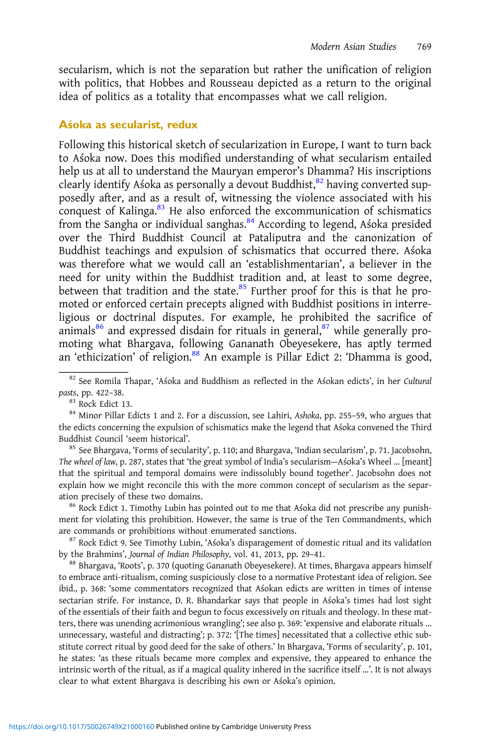secularism, which is not the separation but rather the unification of religion with politics, that Hobbes and Rousseau depicted as a return to the original idea of politics as a totality that encompasses what we call religion.

## Aśoka as secularist, redux

Following this historical sketch of secularization in Europe, I want to turn back to Aśoka now. Does this modified understanding of what secularism entailed help us at all to understand the Mauryan emperor's Dhamma? His inscriptions clearly identify Aśoka as personally a devout Buddhist,[82] having converted supposedly after, and as a result of, witnessing the violence associated with his conquest of Kalinga.[83] He also enforced the excommunication of schismatics from the Sangha or individual sanghas.[84] According to legend, Aśoka presided over the Third Buddhist Council at Pataliputra and the canonization of Buddhist teachings and expulsion of schismatics that occurred there. Aśoka was therefore what we would call an 'establishmentarian', a believer in the need for unity within the Buddhist tradition and, at least to some degree, between that tradition and the state.[85] Further proof for this is that he promoted or enforced certain precepts aligned with Buddhist positions in interreligious or doctrinal disputes. For example, he prohibited the sacrifice of animals[86] and expressed disdain for rituals in general,[87] while generally promoting what Bhargava, following Gananath Obeyesekere, has aptly termed an 'ethicization' of religion.[88] An example is Pillar Edict 2: 'Dhamma is good,

---

[82] See Romila Thapar, 'Aśoka and Buddhism as reflected in the Aśokan edicts', in her *Cultural pasts*, pp. 422–38.

[83] Rock Edict 13.

[84] Minor Pillar Edicts 1 and 2. For a discussion, see Lahiri, *Ashoka*, pp. 255–59, who argues that the edicts concerning the expulsion of schismatics make the legend that Aśoka convened the Third Buddhist Council 'seem historical'.

[85] See Bhargava, 'Forms of secularity', p. 110; and Bhargava, 'Indian secularism', p. 71. Jacobsohn, *The wheel of law*, p. 287, states that 'the great symbol of India's secularism—Aśoka's Wheel … [meant] that the spiritual and temporal domains were indissolubly bound together'. Jacobsohn does not explain how we might reconcile this with the more common concept of secularism as the separation precisely of these two domains.

[86] Rock Edict 1. Timothy Lubin has pointed out to me that Aśoka did not prescribe any punishment for violating this prohibition. However, the same is true of the Ten Commandments, which are commands or prohibitions without enumerated sanctions.

[87] Rock Edict 9. See Timothy Lubin, 'Aśoka's disparagement of domestic ritual and its validation by the Brahmins', *Journal of Indian Philosophy*, vol. 41, 2013, pp. 29–41.

[88] Bhargava, 'Roots', p. 370 (quoting Gananath Obeyesekere). At times, Bhargava appears himself to embrace anti-ritualism, coming suspiciously close to a normative Protestant idea of religion. See ibid., p. 368: 'some commentators recognized that Aśokan edicts are written in times of intense sectarian strife. For instance, D. R. Bhandarkar says that people in Aśoka's times had lost sight of the essentials of their faith and begun to focus excessively on rituals and theology. In these matters, there was unending acrimonious wrangling'; see also p. 369: 'expensive and elaborate rituals … unnecessary, wasteful and distracting'; p. 372: '[The times] necessitated that a collective ethic substitute correct ritual by good deed for the sake of others.' In Bhargava, 'Forms of secularity', p. 101, he states: 'as these rituals became more complex and expensive, they appeared to enhance the intrinsic worth of the ritual, as if a magical quality inhered in the sacrifice itself …'. It is not always clear to what extent Bhargava is describing his own or Aśoka's opinion.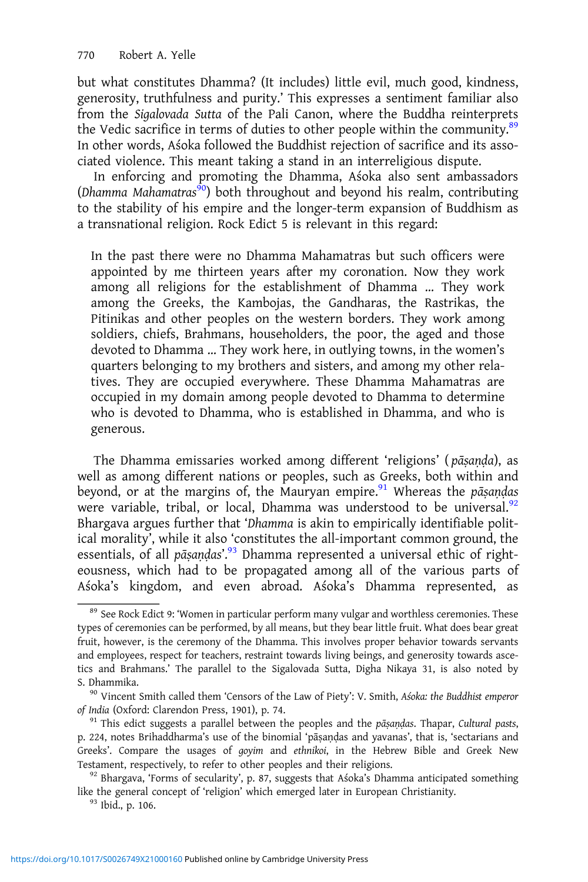but what constitutes Dhamma? (It includes) little evil, much good, kindness, generosity, truthfulness and purity.' This expresses a sentiment familiar also from the *Sigalovada Sutta* of the Pali Canon, where the Buddha reinterprets the Vedic sacrifice in terms of duties to other people within the community.[89] In other words, Aśoka followed the Buddhist rejection of sacrifice and its associated violence. This meant taking a stand in an interreligious dispute.

In enforcing and promoting the Dhamma, Aśoka also sent ambassadors (*Dhamma Mahamatras*[90]) both throughout and beyond his realm, contributing to the stability of his empire and the longer-term expansion of Buddhism as a transnational religion. Rock Edict 5 is relevant in this regard:

> In the past there were no Dhamma Mahamatras but such officers were appointed by me thirteen years after my coronation. Now they work among all religions for the establishment of Dhamma … They work among the Greeks, the Kambojas, the Gandharas, the Rastrikas, the Pitinikas and other peoples on the western borders. They work among soldiers, chiefs, Brahmans, householders, the poor, the aged and those devoted to Dhamma … They work here, in outlying towns, in the women's quarters belonging to my brothers and sisters, and among my other relatives. They are occupied everywhere. These Dhamma Mahamatras are occupied in my domain among people devoted to Dhamma to determine who is devoted to Dhamma, who is established in Dhamma, and who is generous.

The Dhamma emissaries worked among different 'religions' (*pāṣaṇḍa*), as well as among different nations or peoples, such as Greeks, both within and beyond, or at the margins of, the Mauryan empire.[91] Whereas the *pāṣaṇḍas* were variable, tribal, or local, Dhamma was understood to be universal.[92] Bhargava argues further that '*Dhamma* is akin to empirically identifiable political morality', while it also 'constitutes the all-important common ground, the essentials, of all *pāṣaṇḍas*'.[93] Dhamma represented a universal ethic of righteousness, which had to be propagated among all of the various parts of Aśoka's kingdom, and even abroad. Aśoka's Dhamma represented, as

---

[89] See Rock Edict 9: 'Women in particular perform many vulgar and worthless ceremonies. These types of ceremonies can be performed, by all means, but they bear little fruit. What does bear great fruit, however, is the ceremony of the Dhamma. This involves proper behavior towards servants and employees, respect for teachers, restraint towards living beings, and generosity towards ascetics and Brahmans.' The parallel to the Sigalovada Sutta, Digha Nikaya 31, is also noted by S. Dhammika.

[90] Vincent Smith called them 'Censors of the Law of Piety': V. Smith, *Aśoka: the Buddhist emperor of India* (Oxford: Clarendon Press, 1901), p. 74.

[91] This edict suggests a parallel between the peoples and the *pāṣaṇḍas*. Thapar, *Cultural pasts*, p. 224, notes Brihaddharma's use of the binomial 'pāṣaṇḍas and yavanas', that is, 'sectarians and Greeks'. Compare the usages of *goyim* and *ethnikoi*, in the Hebrew Bible and Greek New Testament, respectively, to refer to other peoples and their religions.

[92] Bhargava, 'Forms of secularity', p. 87, suggests that Aśoka's Dhamma anticipated something like the general concept of 'religion' which emerged later in European Christianity.

[93] Ibid., p. 106.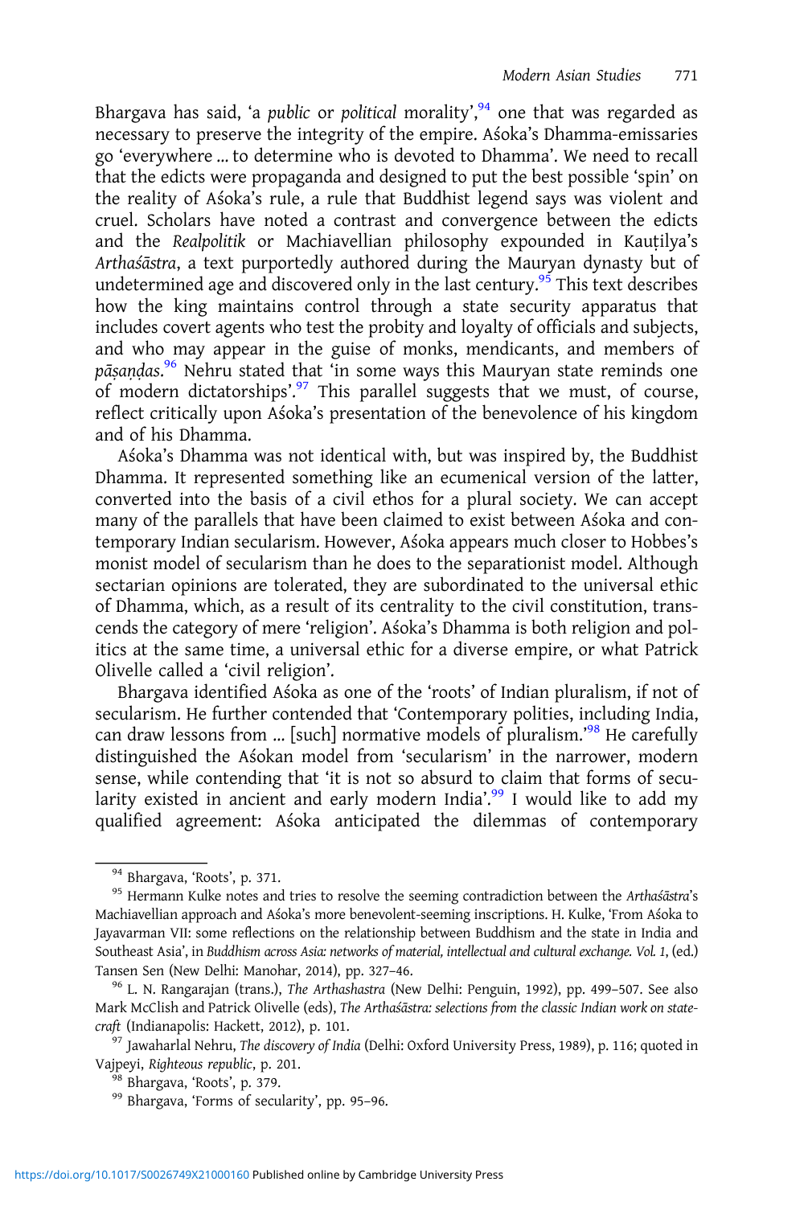Bhargava has said, 'a *public* or *political* morality',[94] one that was regarded as necessary to preserve the integrity of the empire. Aśoka's Dhamma-emissaries go 'everywhere … to determine who is devoted to Dhamma'. We need to recall that the edicts were propaganda and designed to put the best possible 'spin' on the reality of Aśoka's rule, a rule that Buddhist legend says was violent and cruel. Scholars have noted a contrast and convergence between the edicts and the *Realpolitik* or Machiavellian philosophy expounded in Kauṭilya's *Arthaśāstra*, a text purportedly authored during the Mauryan dynasty but of undetermined age and discovered only in the last century.[95] This text describes how the king maintains control through a state security apparatus that includes covert agents who test the probity and loyalty of officials and subjects, and who may appear in the guise of monks, mendicants, and members of *pāṣaṇḍas*.[96] Nehru stated that 'in some ways this Mauryan state reminds one of modern dictatorships'.[97] This parallel suggests that we must, of course, reflect critically upon Aśoka's presentation of the benevolence of his kingdom and of his Dhamma.

Aśoka's Dhamma was not identical with, but was inspired by, the Buddhist Dhamma. It represented something like an ecumenical version of the latter, converted into the basis of a civil ethos for a plural society. We can accept many of the parallels that have been claimed to exist between Aśoka and contemporary Indian secularism. However, Aśoka appears much closer to Hobbes's monist model of secularism than he does to the separationist model. Although sectarian opinions are tolerated, they are subordinated to the universal ethic of Dhamma, which, as a result of its centrality to the civil constitution, transcends the category of mere 'religion'. Aśoka's Dhamma is both religion and politics at the same time, a universal ethic for a diverse empire, or what Patrick Olivelle called a 'civil religion'.

Bhargava identified Aśoka as one of the 'roots' of Indian pluralism, if not of secularism. He further contended that 'Contemporary polities, including India, can draw lessons from … [such] normative models of pluralism.'[98] He carefully distinguished the Aśokan model from 'secularism' in the narrower, modern sense, while contending that 'it is not so absurd to claim that forms of secularity existed in ancient and early modern India'.[99] I would like to add my qualified agreement: Aśoka anticipated the dilemmas of contemporary

---

[94] Bhargava, 'Roots', p. 371.

[95] Hermann Kulke notes and tries to resolve the seeming contradiction between the *Arthaśāstra*'s Machiavellian approach and Aśoka's more benevolent-seeming inscriptions. H. Kulke, 'From Aśoka to Jayavarman VII: some reflections on the relationship between Buddhism and the state in India and Southeast Asia', in *Buddhism across Asia: networks of material, intellectual and cultural exchange. Vol. 1*, (ed.) Tansen Sen (New Delhi: Manohar, 2014), pp. 327–46.

[96] L. N. Rangarajan (trans.), *The Arthashastra* (New Delhi: Penguin, 1992), pp. 499–507. See also Mark McClish and Patrick Olivelle (eds), *The Arthaśāstra: selections from the classic Indian work on statecraft* (Indianapolis: Hackett, 2012), p. 101.

[97] Jawaharlal Nehru, *The discovery of India* (Delhi: Oxford University Press, 1989), p. 116; quoted in Vajpeyi, *Righteous republic*, p. 201.

[98] Bhargava, 'Roots', p. 379.

[99] Bhargava, 'Forms of secularity', pp. 95–96.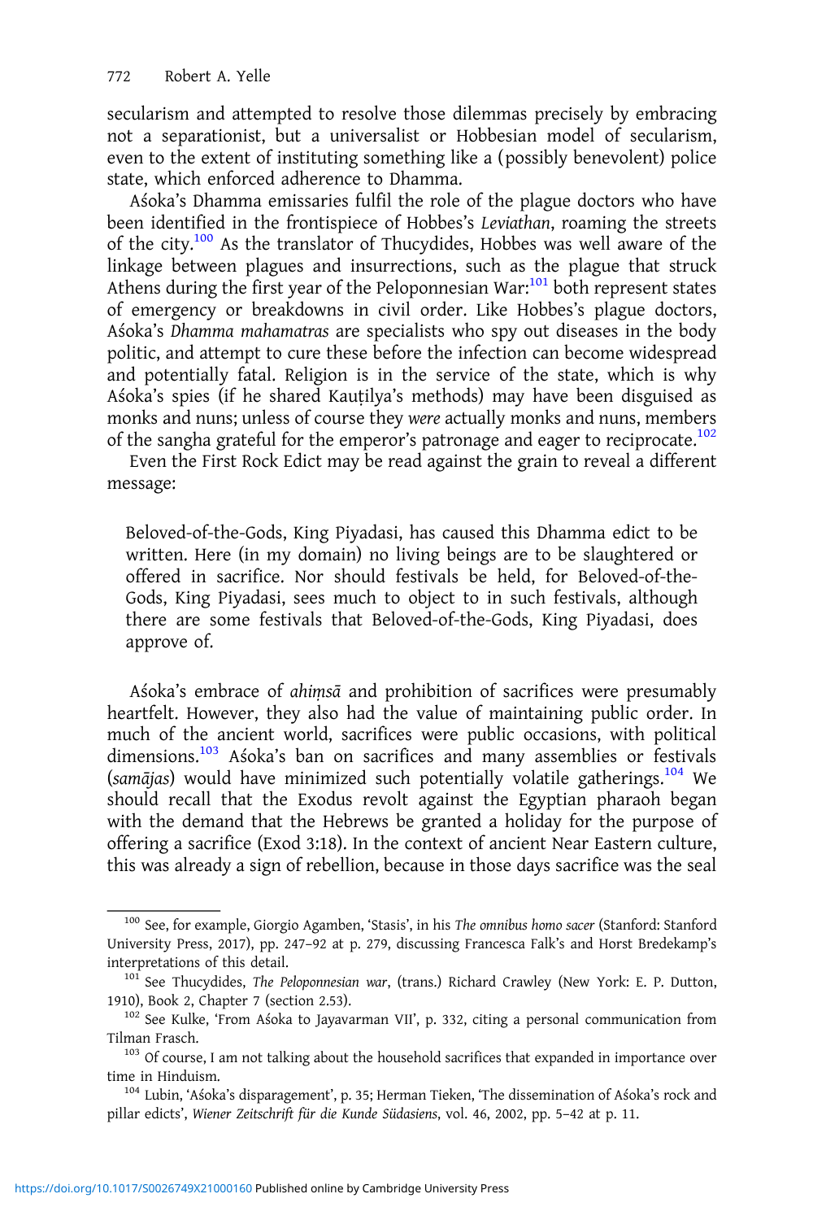secularism and attempted to resolve those dilemmas precisely by embracing not a separationist, but a universalist or Hobbesian model of secularism, even to the extent of instituting something like a (possibly benevolent) police state, which enforced adherence to Dhamma.

Aśoka's Dhamma emissaries fulfil the role of the plague doctors who have been identified in the frontispiece of Hobbes's *Leviathan*, roaming the streets of the city.[100] As the translator of Thucydides, Hobbes was well aware of the linkage between plagues and insurrections, such as the plague that struck Athens during the first year of the Peloponnesian War:[101] both represent states of emergency or breakdowns in civil order. Like Hobbes's plague doctors, Aśoka's *Dhamma mahamatras* are specialists who spy out diseases in the body politic, and attempt to cure these before the infection can become widespread and potentially fatal. Religion is in the service of the state, which is why Aśoka's spies (if he shared Kauṭilya's methods) may have been disguised as monks and nuns; unless of course they *were* actually monks and nuns, members of the sangha grateful for the emperor's patronage and eager to reciprocate.[102]

Even the First Rock Edict may be read against the grain to reveal a different message:

> Beloved-of-the-Gods, King Piyadasi, has caused this Dhamma edict to be written. Here (in my domain) no living beings are to be slaughtered or offered in sacrifice. Nor should festivals be held, for Beloved-of-the-Gods, King Piyadasi, sees much to object to in such festivals, although there are some festivals that Beloved-of-the-Gods, King Piyadasi, does approve of.

Aśoka's embrace of *ahiṃsā* and prohibition of sacrifices were presumably heartfelt. However, they also had the value of maintaining public order. In much of the ancient world, sacrifices were public occasions, with political dimensions.[103] Aśoka's ban on sacrifices and many assemblies or festivals (*samājas*) would have minimized such potentially volatile gatherings.[104] We should recall that the Exodus revolt against the Egyptian pharaoh began with the demand that the Hebrews be granted a holiday for the purpose of offering a sacrifice (Exod 3:18). In the context of ancient Near Eastern culture, this was already a sign of rebellion, because in those days sacrifice was the seal

---

[100] See, for example, Giorgio Agamben, 'Stasis', in his *The omnibus homo sacer* (Stanford: Stanford University Press, 2017), pp. 247–92 at p. 279, discussing Francesca Falk's and Horst Bredekamp's interpretations of this detail.

[101] See Thucydides, *The Peloponnesian war*, (trans.) Richard Crawley (New York: E. P. Dutton, 1910), Book 2, Chapter 7 (section 2.53).

[102] See Kulke, 'From Aśoka to Jayavarman VII', p. 332, citing a personal communication from Tilman Frasch.

[103] Of course, I am not talking about the household sacrifices that expanded in importance over time in Hinduism.

[104] Lubin, 'Aśoka's disparagement', p. 35; Herman Tieken, 'The dissemination of Aśoka's rock and pillar edicts', *Wiener Zeitschrift für die Kunde Südasiens*, vol. 46, 2002, pp. 5–42 at p. 11.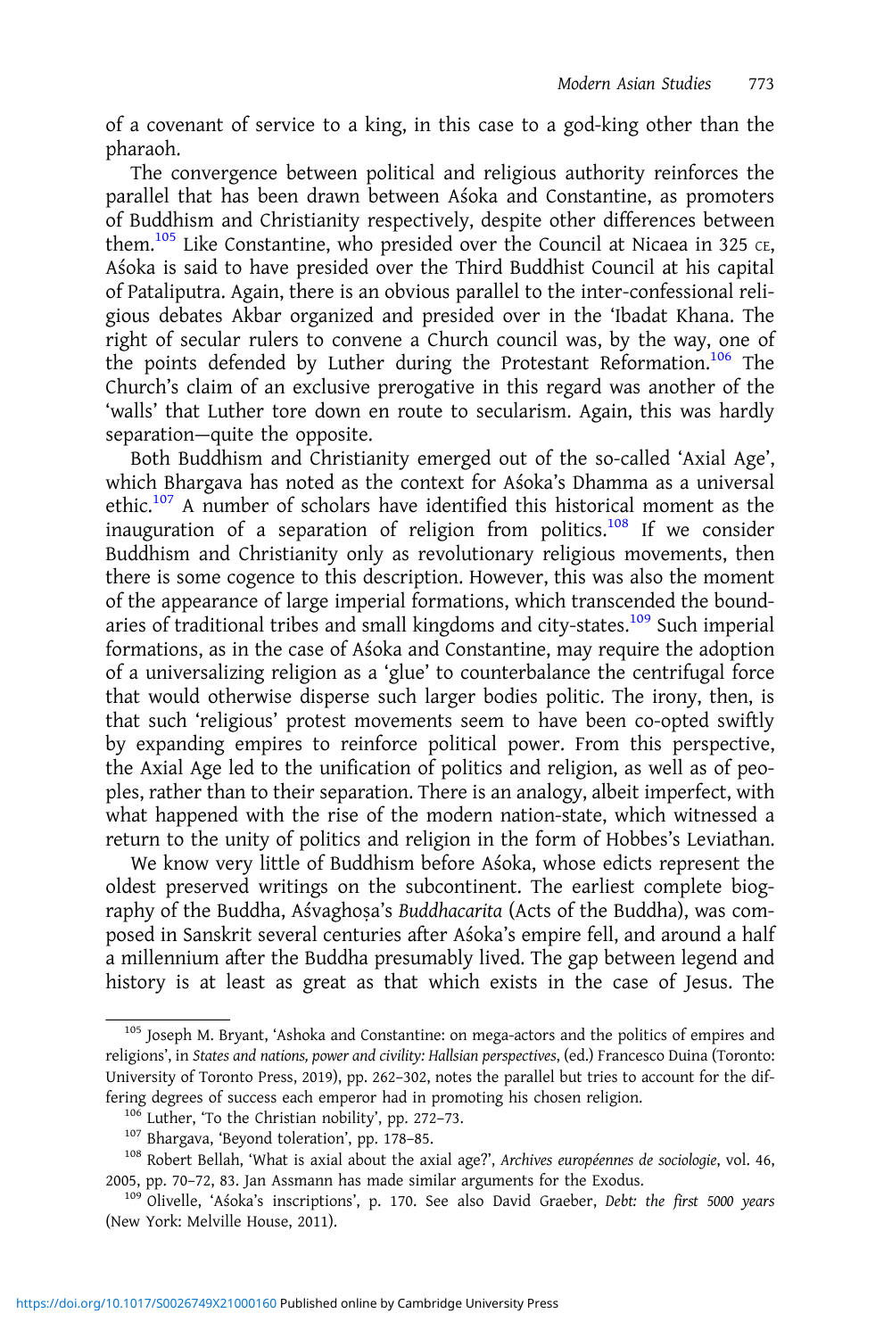of a covenant of service to a king, in this case to a god-king other than the pharaoh.

The convergence between political and religious authority reinforces the parallel that has been drawn between Aśoka and Constantine, as promoters of Buddhism and Christianity respectively, despite other differences between them.[105] Like Constantine, who presided over the Council at Nicaea in 325 CE, Aśoka is said to have presided over the Third Buddhist Council at his capital of Pataliputra. Again, there is an obvious parallel to the inter-confessional religious debates Akbar organized and presided over in the 'Ibadat Khana. The right of secular rulers to convene a Church council was, by the way, one of the points defended by Luther during the Protestant Reformation.[106] The Church's claim of an exclusive prerogative in this regard was another of the 'walls' that Luther tore down en route to secularism. Again, this was hardly separation—quite the opposite.

Both Buddhism and Christianity emerged out of the so-called 'Axial Age', which Bhargava has noted as the context for Aśoka's Dhamma as a universal ethic.[107] A number of scholars have identified this historical moment as the inauguration of a separation of religion from politics.[108] If we consider Buddhism and Christianity only as revolutionary religious movements, then there is some cogence to this description. However, this was also the moment of the appearance of large imperial formations, which transcended the boundaries of traditional tribes and small kingdoms and city-states.[109] Such imperial formations, as in the case of Aśoka and Constantine, may require the adoption of a universalizing religion as a 'glue' to counterbalance the centrifugal force that would otherwise disperse such larger bodies politic. The irony, then, is that such 'religious' protest movements seem to have been co-opted swiftly by expanding empires to reinforce political power. From this perspective, the Axial Age led to the unification of politics and religion, as well as of peoples, rather than to their separation. There is an analogy, albeit imperfect, with what happened with the rise of the modern nation-state, which witnessed a return to the unity of politics and religion in the form of Hobbes's Leviathan.

We know very little of Buddhism before Aśoka, whose edicts represent the oldest preserved writings on the subcontinent. The earliest complete biography of the Buddha, Aśvaghoṣa's *Buddhacarita* (Acts of the Buddha), was composed in Sanskrit several centuries after Aśoka's empire fell, and around a half a millennium after the Buddha presumably lived. The gap between legend and history is at least as great as that which exists in the case of Jesus. The

[105] Joseph M. Bryant, 'Ashoka and Constantine: on mega-actors and the politics of empires and religions', in *States and nations, power and civility: Hallsian perspectives*, (ed.) Francesco Duina (Toronto: University of Toronto Press, 2019), pp. 262–302, notes the parallel but tries to account for the differing degrees of success each emperor had in promoting his chosen religion.

[106] Luther, 'To the Christian nobility', pp. 272–73.

[107] Bhargava, 'Beyond toleration', pp. 178–85.

[108] Robert Bellah, 'What is axial about the axial age?', *Archives européennes de sociologie*, vol. 46, 2005, pp. 70–72, 83. Jan Assmann has made similar arguments for the Exodus.

[109] Olivelle, 'Aśoka's inscriptions', p. 170. See also David Graeber, *Debt: the first 5000 years* (New York: Melville House, 2011).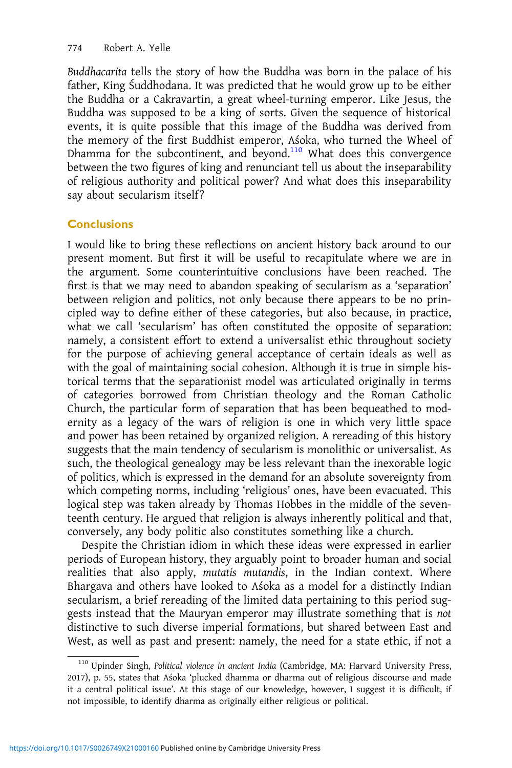*Buddhacarita* tells the story of how the Buddha was born in the palace of his father, King Śuddhodana. It was predicted that he would grow up to be either the Buddha or a Cakravartin, a great wheel-turning emperor. Like Jesus, the Buddha was supposed to be a king of sorts. Given the sequence of historical events, it is quite possible that this image of the Buddha was derived from the memory of the first Buddhist emperor, Aśoka, who turned the Wheel of Dhamma for the subcontinent, and beyond.[110] What does this convergence between the two figures of king and renunciant tell us about the inseparability of religious authority and political power? And what does this inseparability say about secularism itself?

## Conclusions

I would like to bring these reflections on ancient history back around to our present moment. But first it will be useful to recapitulate where we are in the argument. Some counterintuitive conclusions have been reached. The first is that we may need to abandon speaking of secularism as a 'separation' between religion and politics, not only because there appears to be no principled way to define either of these categories, but also because, in practice, what we call 'secularism' has often constituted the opposite of separation: namely, a consistent effort to extend a universalist ethic throughout society for the purpose of achieving general acceptance of certain ideals as well as with the goal of maintaining social cohesion. Although it is true in simple historical terms that the separationist model was articulated originally in terms of categories borrowed from Christian theology and the Roman Catholic Church, the particular form of separation that has been bequeathed to modernity as a legacy of the wars of religion is one in which very little space and power has been retained by organized religion. A rereading of this history suggests that the main tendency of secularism is monolithic or universalist. As such, the theological genealogy may be less relevant than the inexorable logic of politics, which is expressed in the demand for an absolute sovereignty from which competing norms, including 'religious' ones, have been evacuated. This logical step was taken already by Thomas Hobbes in the middle of the seventeenth century. He argued that religion is always inherently political and that, conversely, any body politic also constitutes something like a church.

Despite the Christian idiom in which these ideas were expressed in earlier periods of European history, they arguably point to broader human and social realities that also apply, *mutatis mutandis*, in the Indian context. Where Bhargava and others have looked to Aśoka as a model for a distinctly Indian secularism, a brief rereading of the limited data pertaining to this period suggests instead that the Mauryan emperor may illustrate something that is *not* distinctive to such diverse imperial formations, but shared between East and West, as well as past and present: namely, the need for a state ethic, if not a

[110] Upinder Singh, *Political violence in ancient India* (Cambridge, MA: Harvard University Press, 2017), p. 55, states that Aśoka 'plucked dhamma or dharma out of religious discourse and made it a central political issue'. At this stage of our knowledge, however, I suggest it is difficult, if not impossible, to identify dharma as originally either religious or political.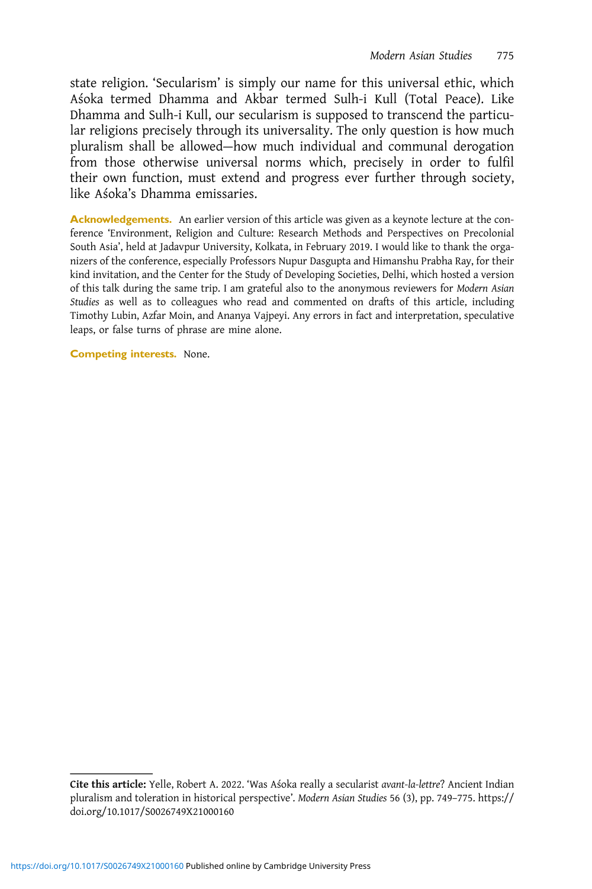state religion. 'Secularism' is simply our name for this universal ethic, which Aśoka termed Dhamma and Akbar termed Sulh-i Kull (Total Peace). Like Dhamma and Sulh-i Kull, our secularism is supposed to transcend the particular religions precisely through its universality. The only question is how much pluralism shall be allowed—how much individual and communal derogation from those otherwise universal norms which, precisely in order to fulfil their own function, must extend and progress ever further through society, like Aśoka's Dhamma emissaries.

**Acknowledgements.** An earlier version of this article was given as a keynote lecture at the conference 'Environment, Religion and Culture: Research Methods and Perspectives on Precolonial South Asia', held at Jadavpur University, Kolkata, in February 2019. I would like to thank the organizers of the conference, especially Professors Nupur Dasgupta and Himanshu Prabha Ray, for their kind invitation, and the Center for the Study of Developing Societies, Delhi, which hosted a version of this talk during the same trip. I am grateful also to the anonymous reviewers for *Modern Asian Studies* as well as to colleagues who read and commented on drafts of this article, including Timothy Lubin, Azfar Moin, and Ananya Vajpeyi. Any errors in fact and interpretation, speculative leaps, or false turns of phrase are mine alone.

**Competing interests.** None.

**Cite this article:** Yelle, Robert A. 2022. 'Was Aśoka really a secularist *avant-la-lettre*? Ancient Indian pluralism and toleration in historical perspective'. *Modern Asian Studies* 56 (3), pp. 749–775. https://doi.org/10.1017/S0026749X21000160